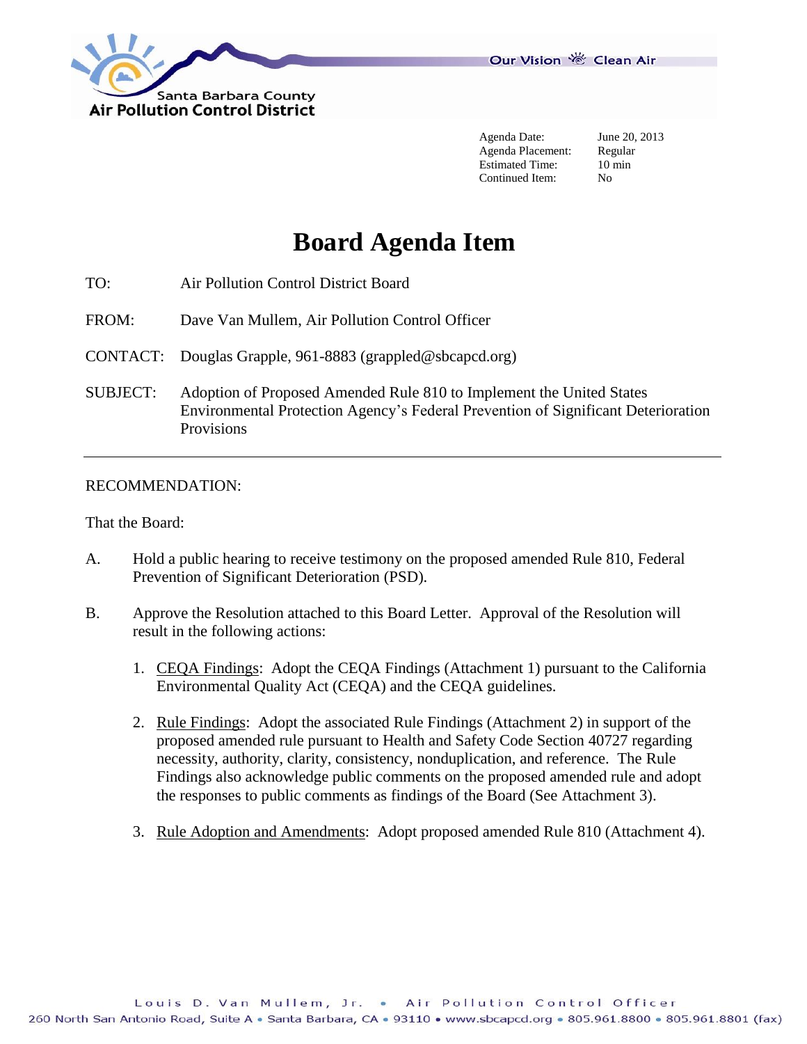Santa Barbara County
Air Pollution Control District

Our Vision Clean Air

| | |
|---|---|
| Agenda Date: | June 20, 2013 |
| Agenda Placement: | Regular |
| Estimated Time: | 10 min |
| Continued Item: | No |

# Board Agenda Item

TO: Air Pollution Control District Board

FROM: Dave Van Mullem, Air Pollution Control Officer

CONTACT: Douglas Grapple, 961-8883 (grappled@sbcapcd.org)

SUBJECT: Adoption of Proposed Amended Rule 810 to Implement the United States Environmental Protection Agency's Federal Prevention of Significant Deterioration Provisions

---

RECOMMENDATION:

That the Board:

A. Hold a public hearing to receive testimony on the proposed amended Rule 810, Federal Prevention of Significant Deterioration (PSD).

B. Approve the Resolution attached to this Board Letter. Approval of the Resolution will result in the following actions:

1. CEQA Findings: Adopt the CEQA Findings (Attachment 1) pursuant to the California Environmental Quality Act (CEQA) and the CEQA guidelines.

2. Rule Findings: Adopt the associated Rule Findings (Attachment 2) in support of the proposed amended rule pursuant to Health and Safety Code Section 40727 regarding necessity, authority, clarity, consistency, nonduplication, and reference. The Rule Findings also acknowledge public comments on the proposed amended rule and adopt the responses to public comments as findings of the Board (See Attachment 3).

3. Rule Adoption and Amendments: Adopt proposed amended Rule 810 (Attachment 4).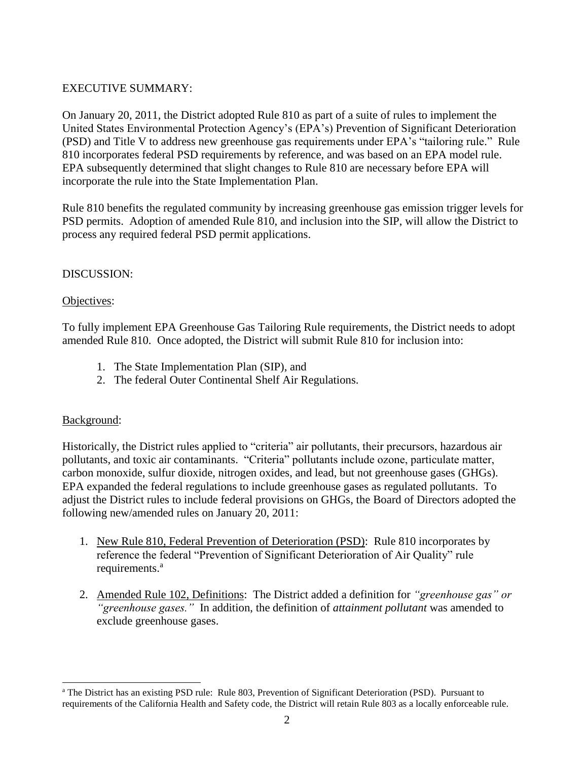EXECUTIVE SUMMARY:

On January 20, 2011, the District adopted Rule 810 as part of a suite of rules to implement the United States Environmental Protection Agency's (EPA's) Prevention of Significant Deterioration (PSD) and Title V to address new greenhouse gas requirements under EPA's "tailoring rule." Rule 810 incorporates federal PSD requirements by reference, and was based on an EPA model rule. EPA subsequently determined that slight changes to Rule 810 are necessary before EPA will incorporate the rule into the State Implementation Plan.

Rule 810 benefits the regulated community by increasing greenhouse gas emission trigger levels for PSD permits. Adoption of amended Rule 810, and inclusion into the SIP, will allow the District to process any required federal PSD permit applications.

DISCUSSION:

<u>Objectives</u>:

To fully implement EPA Greenhouse Gas Tailoring Rule requirements, the District needs to adopt amended Rule 810. Once adopted, the District will submit Rule 810 for inclusion into:

1. The State Implementation Plan (SIP), and
2. The federal Outer Continental Shelf Air Regulations.

<u>Background</u>:

Historically, the District rules applied to "criteria" air pollutants, their precursors, hazardous air pollutants, and toxic air contaminants. "Criteria" pollutants include ozone, particulate matter, carbon monoxide, sulfur dioxide, nitrogen oxides, and lead, but not greenhouse gases (GHGs). EPA expanded the federal regulations to include greenhouse gases as regulated pollutants. To adjust the District rules to include federal provisions on GHGs, the Board of Directors adopted the following new/amended rules on January 20, 2011:

1. <u>New Rule 810, Federal Prevention of Deterioration (PSD)</u>: Rule 810 incorporates by reference the federal "Prevention of Significant Deterioration of Air Quality" rule requirements.[a]

2. <u>Amended Rule 102, Definitions</u>: The District added a definition for *"greenhouse gas" or "greenhouse gases."* In addition, the definition of *attainment pollutant* was amended to exclude greenhouse gases.

---

[a] The District has an existing PSD rule: Rule 803, Prevention of Significant Deterioration (PSD). Pursuant to requirements of the California Health and Safety code, the District will retain Rule 803 as a locally enforceable rule.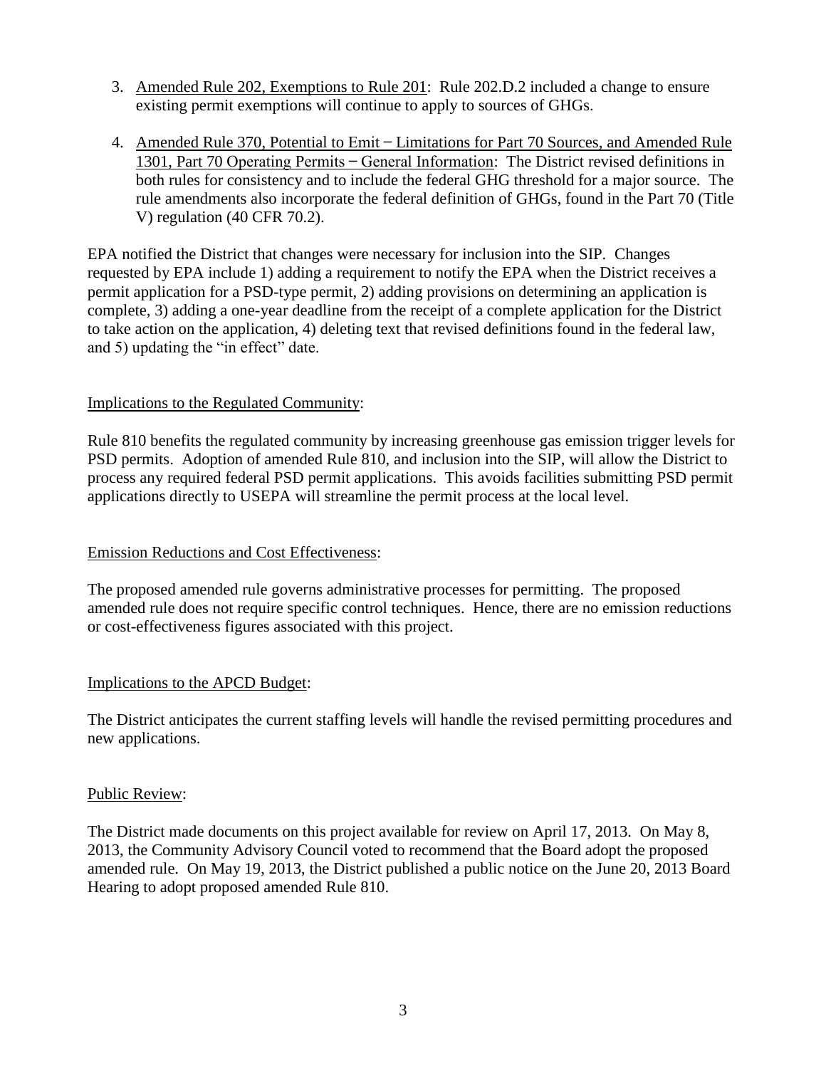3. Amended Rule 202, Exemptions to Rule 201: Rule 202.D.2 included a change to ensure existing permit exemptions will continue to apply to sources of GHGs.

4. Amended Rule 370, Potential to Emit – Limitations for Part 70 Sources, and Amended Rule 1301, Part 70 Operating Permits – General Information: The District revised definitions in both rules for consistency and to include the federal GHG threshold for a major source. The rule amendments also incorporate the federal definition of GHGs, found in the Part 70 (Title V) regulation (40 CFR 70.2).

EPA notified the District that changes were necessary for inclusion into the SIP. Changes requested by EPA include 1) adding a requirement to notify the EPA when the District receives a permit application for a PSD-type permit, 2) adding provisions on determining an application is complete, 3) adding a one-year deadline from the receipt of a complete application for the District to take action on the application, 4) deleting text that revised definitions found in the federal law, and 5) updating the "in effect" date.

Implications to the Regulated Community:

Rule 810 benefits the regulated community by increasing greenhouse gas emission trigger levels for PSD permits. Adoption of amended Rule 810, and inclusion into the SIP, will allow the District to process any required federal PSD permit applications. This avoids facilities submitting PSD permit applications directly to USEPA will streamline the permit process at the local level.

Emission Reductions and Cost Effectiveness:

The proposed amended rule governs administrative processes for permitting. The proposed amended rule does not require specific control techniques. Hence, there are no emission reductions or cost-effectiveness figures associated with this project.

Implications to the APCD Budget:

The District anticipates the current staffing levels will handle the revised permitting procedures and new applications.

Public Review:

The District made documents on this project available for review on April 17, 2013. On May 8, 2013, the Community Advisory Council voted to recommend that the Board adopt the proposed amended rule. On May 19, 2013, the District published a public notice on the June 20, 2013 Board Hearing to adopt proposed amended Rule 810.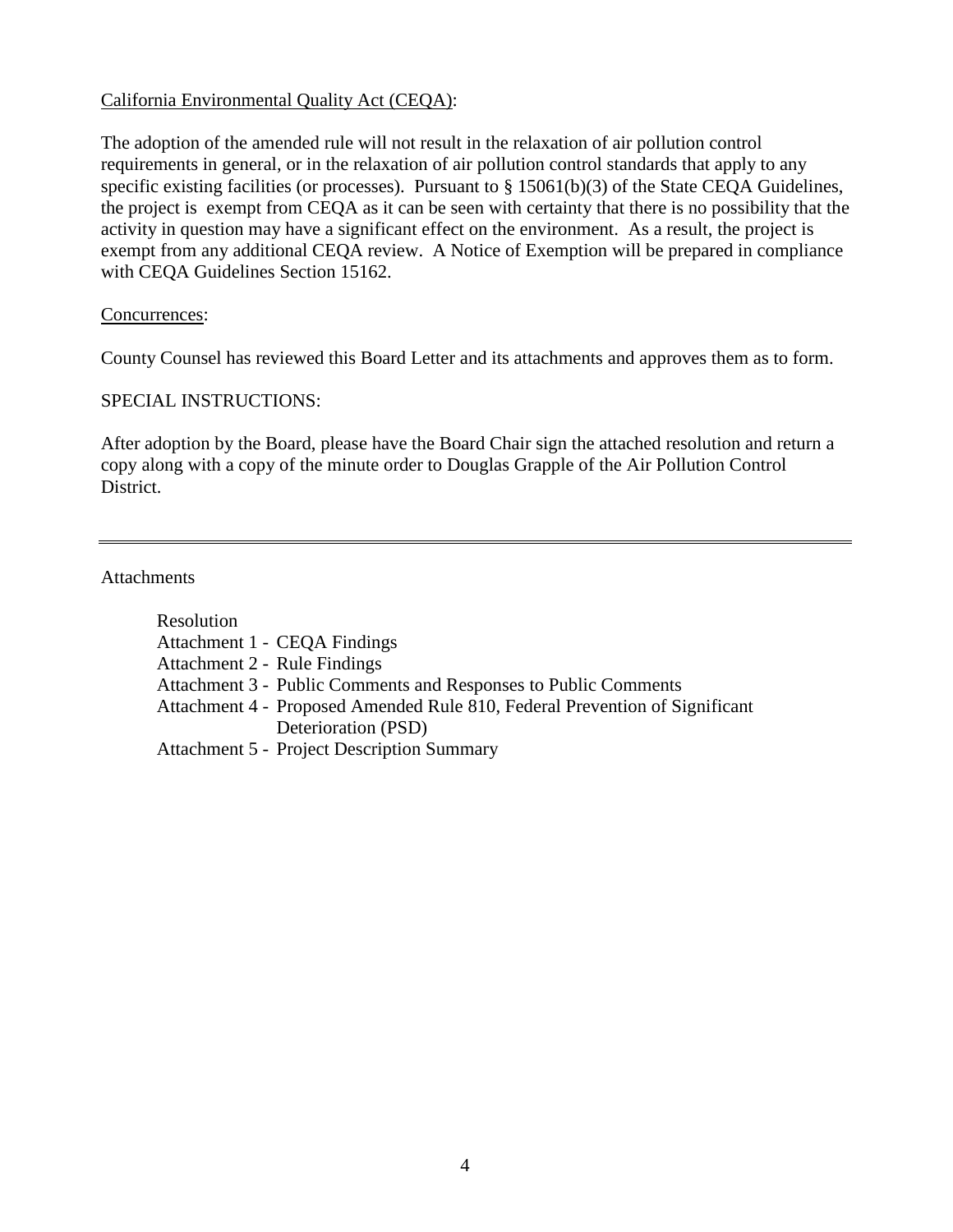<u>California Environmental Quality Act (CEQA)</u>:

The adoption of the amended rule will not result in the relaxation of air pollution control requirements in general, or in the relaxation of air pollution control standards that apply to any specific existing facilities (or processes). Pursuant to § 15061(b)(3) of the State CEQA Guidelines, the project is exempt from CEQA as it can be seen with certainty that there is no possibility that the activity in question may have a significant effect on the environment. As a result, the project is exempt from any additional CEQA review. A Notice of Exemption will be prepared in compliance with CEQA Guidelines Section 15162.

<u>Concurrences</u>:

County Counsel has reviewed this Board Letter and its attachments and approves them as to form.

SPECIAL INSTRUCTIONS:

After adoption by the Board, please have the Board Chair sign the attached resolution and return a copy along with a copy of the minute order to Douglas Grapple of the Air Pollution Control District.

---

Attachments

- Resolution
- Attachment 1 - CEQA Findings
- Attachment 2 - Rule Findings
- Attachment 3 - Public Comments and Responses to Public Comments
- Attachment 4 - Proposed Amended Rule 810, Federal Prevention of Significant Deterioration (PSD)
- Attachment 5 - Project Description Summary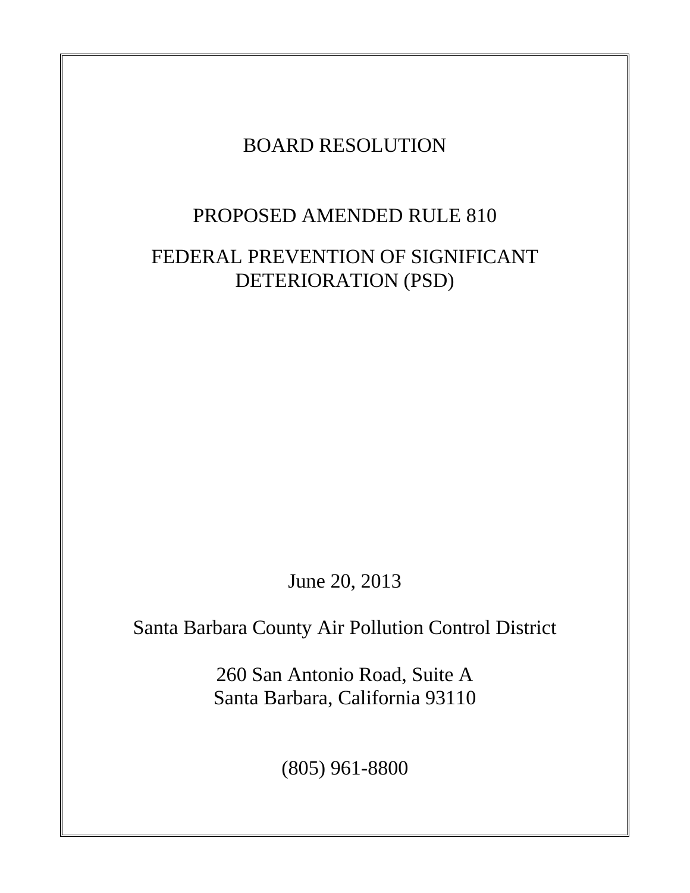# BOARD RESOLUTION

## PROPOSED AMENDED RULE 810

## FEDERAL PREVENTION OF SIGNIFICANT DETERIORATION (PSD)

June 20, 2013

Santa Barbara County Air Pollution Control District

260 San Antonio Road, Suite A
Santa Barbara, California 93110

(805) 961-8800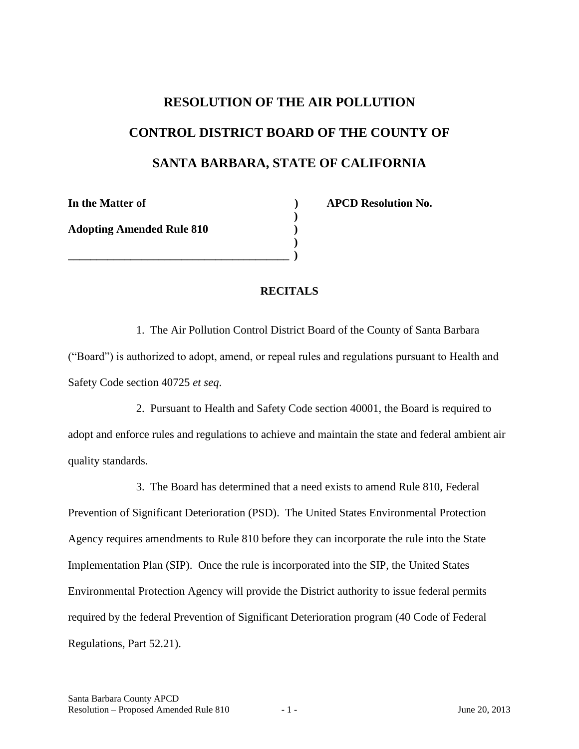# RESOLUTION OF THE AIR POLLUTION CONTROL DISTRICT BOARD OF THE COUNTY OF SANTA BARBARA, STATE OF CALIFORNIA

| | | |
|---|---|---|
| **In the Matter of** | **)** | **APCD Resolution No.** |
| | **)** | |
| **Adopting Amended Rule 810** | **)** | |
| | **)** | |
| **______________________________________** | **)** | |

## RECITALS

1. The Air Pollution Control District Board of the County of Santa Barbara ("Board") is authorized to adopt, amend, or repeal rules and regulations pursuant to Health and Safety Code section 40725 *et seq*.

2. Pursuant to Health and Safety Code section 40001, the Board is required to adopt and enforce rules and regulations to achieve and maintain the state and federal ambient air quality standards.

3. The Board has determined that a need exists to amend Rule 810, Federal Prevention of Significant Deterioration (PSD). The United States Environmental Protection Agency requires amendments to Rule 810 before they can incorporate the rule into the State Implementation Plan (SIP). Once the rule is incorporated into the SIP, the United States Environmental Protection Agency will provide the District authority to issue federal permits required by the federal Prevention of Significant Deterioration program (40 Code of Federal Regulations, Part 52.21).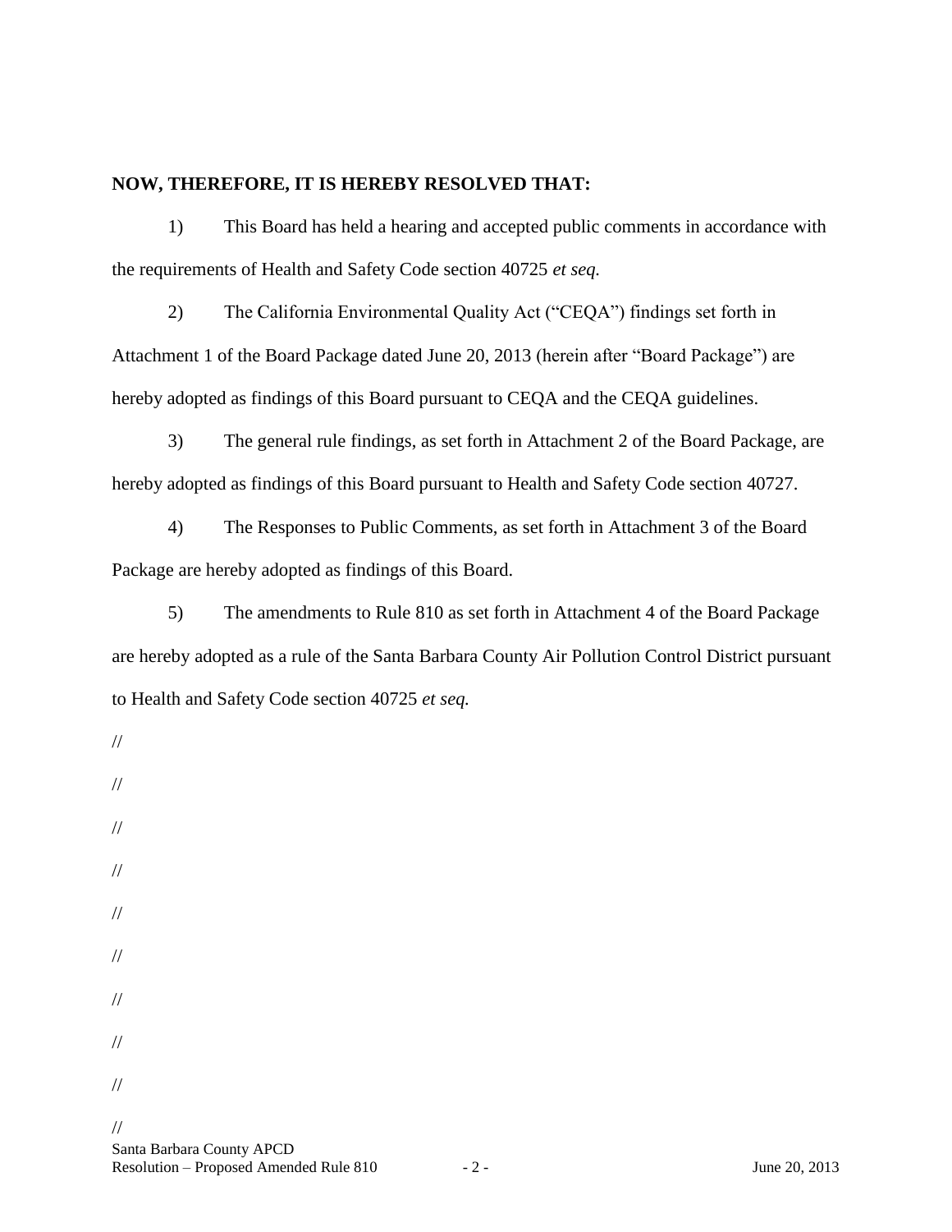**NOW, THEREFORE, IT IS HEREBY RESOLVED THAT:**

1) This Board has held a hearing and accepted public comments in accordance with the requirements of Health and Safety Code section 40725 *et seq.*

2) The California Environmental Quality Act ("CEQA") findings set forth in Attachment 1 of the Board Package dated June 20, 2013 (herein after "Board Package") are hereby adopted as findings of this Board pursuant to CEQA and the CEQA guidelines.

3) The general rule findings, as set forth in Attachment 2 of the Board Package, are hereby adopted as findings of this Board pursuant to Health and Safety Code section 40727.

4) The Responses to Public Comments, as set forth in Attachment 3 of the Board Package are hereby adopted as findings of this Board.

5) The amendments to Rule 810 as set forth in Attachment 4 of the Board Package are hereby adopted as a rule of the Santa Barbara County Air Pollution Control District pursuant to Health and Safety Code section 40725 *et seq.*

//

//

//

//

//

//

//

//

//

//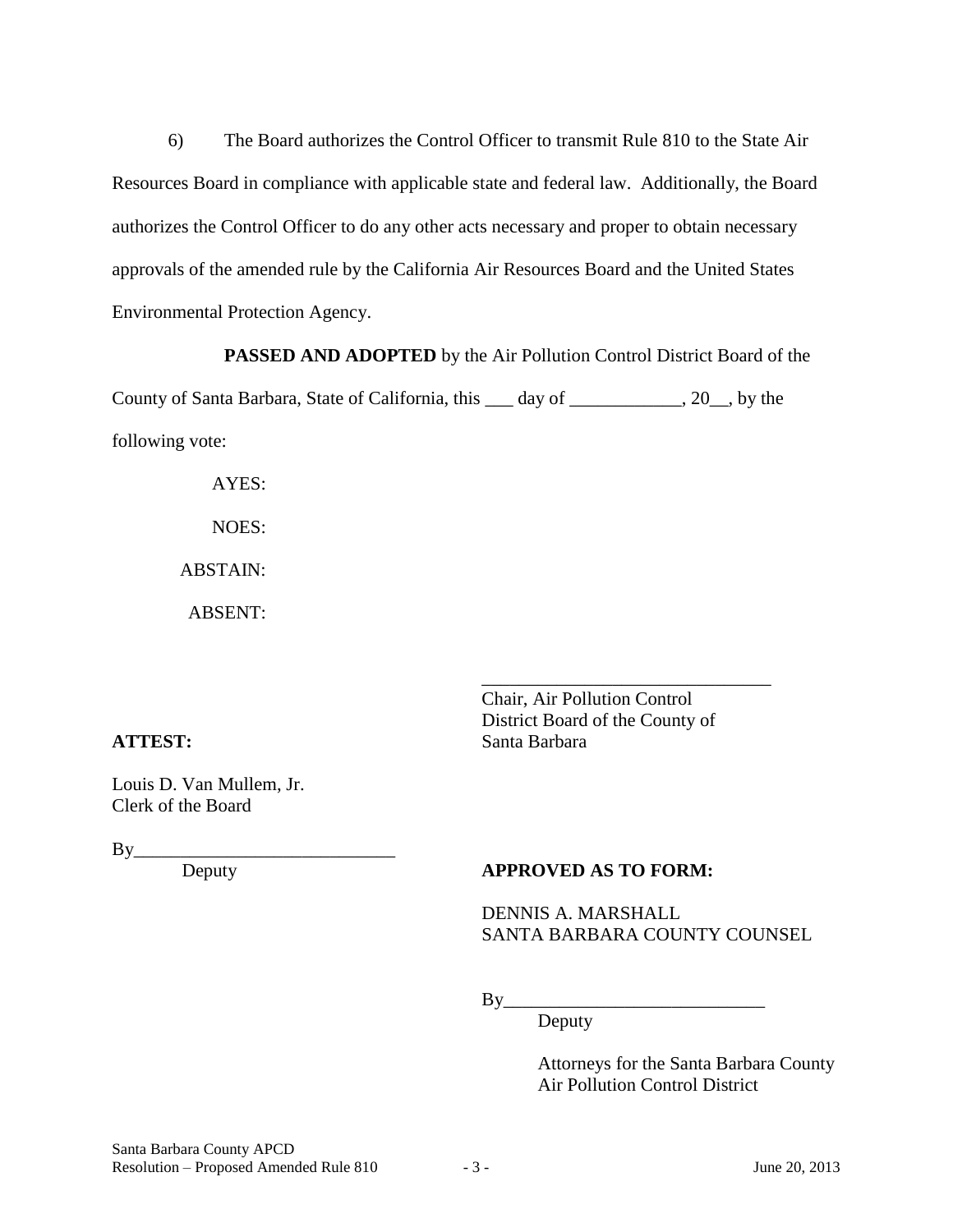6) The Board authorizes the Control Officer to transmit Rule 810 to the State Air Resources Board in compliance with applicable state and federal law. Additionally, the Board authorizes the Control Officer to do any other acts necessary and proper to obtain necessary approvals of the amended rule by the California Air Resources Board and the United States Environmental Protection Agency.

**PASSED AND ADOPTED** by the Air Pollution Control District Board of the County of Santa Barbara, State of California, this ___ day of ____________, 20__, by the following vote:

AYES:

NOES:

ABSTAIN:

ABSENT:

_______________________________
Chair, Air Pollution Control
District Board of the County of
Santa Barbara

**ATTEST:**

Louis D. Van Mullem, Jr.
Clerk of the Board

By____________________________
Deputy

**APPROVED AS TO FORM:**

DENNIS A. MARSHALL
SANTA BARBARA COUNTY COUNSEL

By____________________________
Deputy

Attorneys for the Santa Barbara County
Air Pollution Control District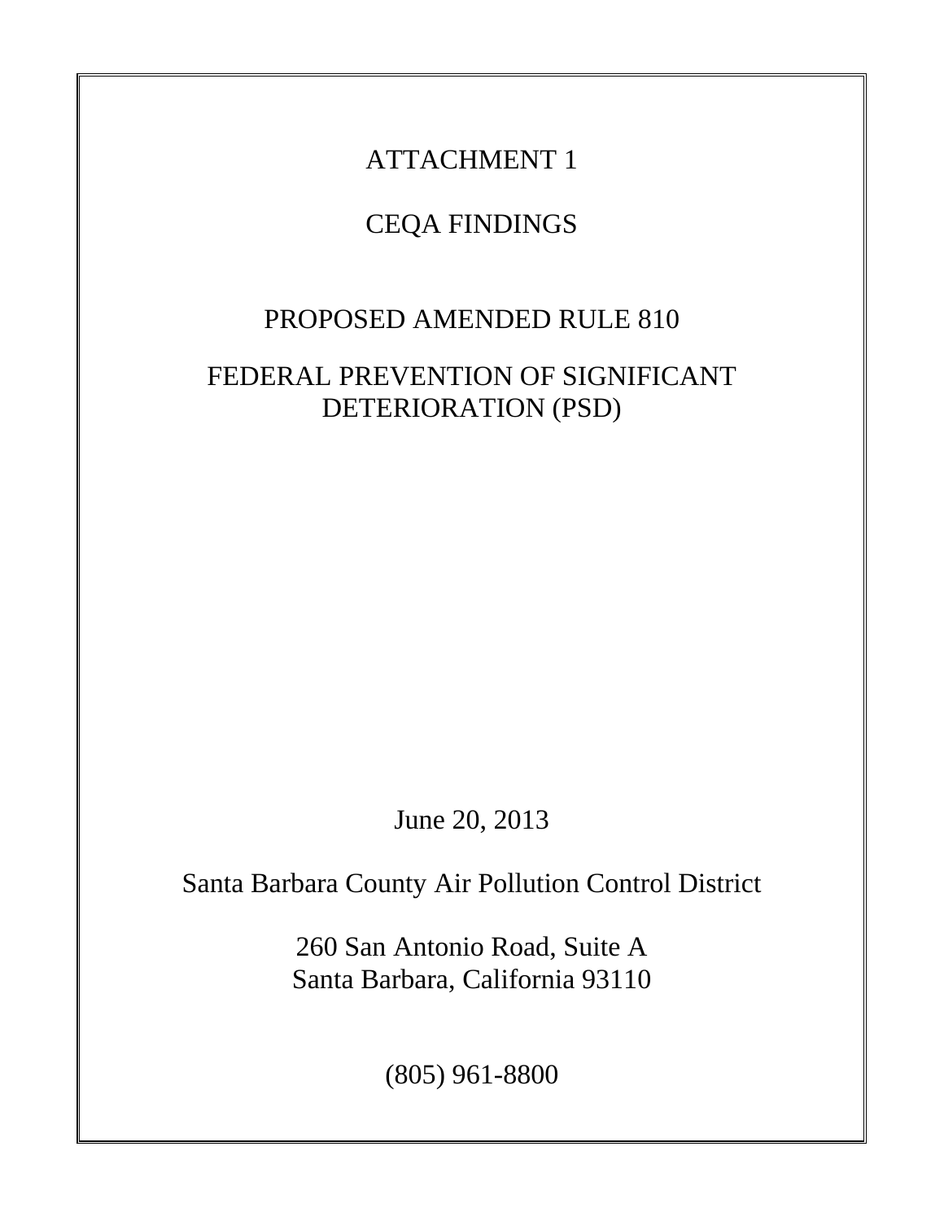# ATTACHMENT 1

# CEQA FINDINGS

## PROPOSED AMENDED RULE 810

## FEDERAL PREVENTION OF SIGNIFICANT DETERIORATION (PSD)

June 20, 2013

Santa Barbara County Air Pollution Control District

260 San Antonio Road, Suite A
Santa Barbara, California 93110

(805) 961-8800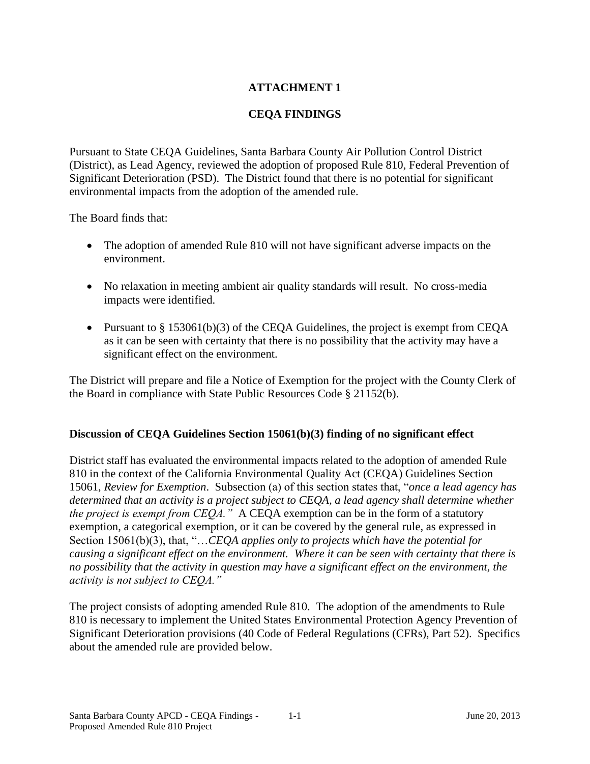**ATTACHMENT 1**

**CEQA FINDINGS**

Pursuant to State CEQA Guidelines, Santa Barbara County Air Pollution Control District (District), as Lead Agency, reviewed the adoption of proposed Rule 810, Federal Prevention of Significant Deterioration (PSD). The District found that there is no potential for significant environmental impacts from the adoption of the amended rule.

The Board finds that:

- The adoption of amended Rule 810 will not have significant adverse impacts on the environment.
- No relaxation in meeting ambient air quality standards will result. No cross-media impacts were identified.
- Pursuant to § 153061(b)(3) of the CEQA Guidelines, the project is exempt from CEQA as it can be seen with certainty that there is no possibility that the activity may have a significant effect on the environment.

The District will prepare and file a Notice of Exemption for the project with the County Clerk of the Board in compliance with State Public Resources Code § 21152(b).

**Discussion of CEQA Guidelines Section 15061(b)(3) finding of no significant effect**

District staff has evaluated the environmental impacts related to the adoption of amended Rule 810 in the context of the California Environmental Quality Act (CEQA) Guidelines Section 15061, *Review for Exemption*. Subsection (a) of this section states that, "*once a lead agency has determined that an activity is a project subject to CEQA, a lead agency shall determine whether the project is exempt from CEQA."* A CEQA exemption can be in the form of a statutory exemption, a categorical exemption, or it can be covered by the general rule, as expressed in Section 15061(b)(3), that, "…*CEQA applies only to projects which have the potential for causing a significant effect on the environment. Where it can be seen with certainty that there is no possibility that the activity in question may have a significant effect on the environment, the activity is not subject to CEQA."*

The project consists of adopting amended Rule 810. The adoption of the amendments to Rule 810 is necessary to implement the United States Environmental Protection Agency Prevention of Significant Deterioration provisions (40 Code of Federal Regulations (CFRs), Part 52). Specifics about the amended rule are provided below.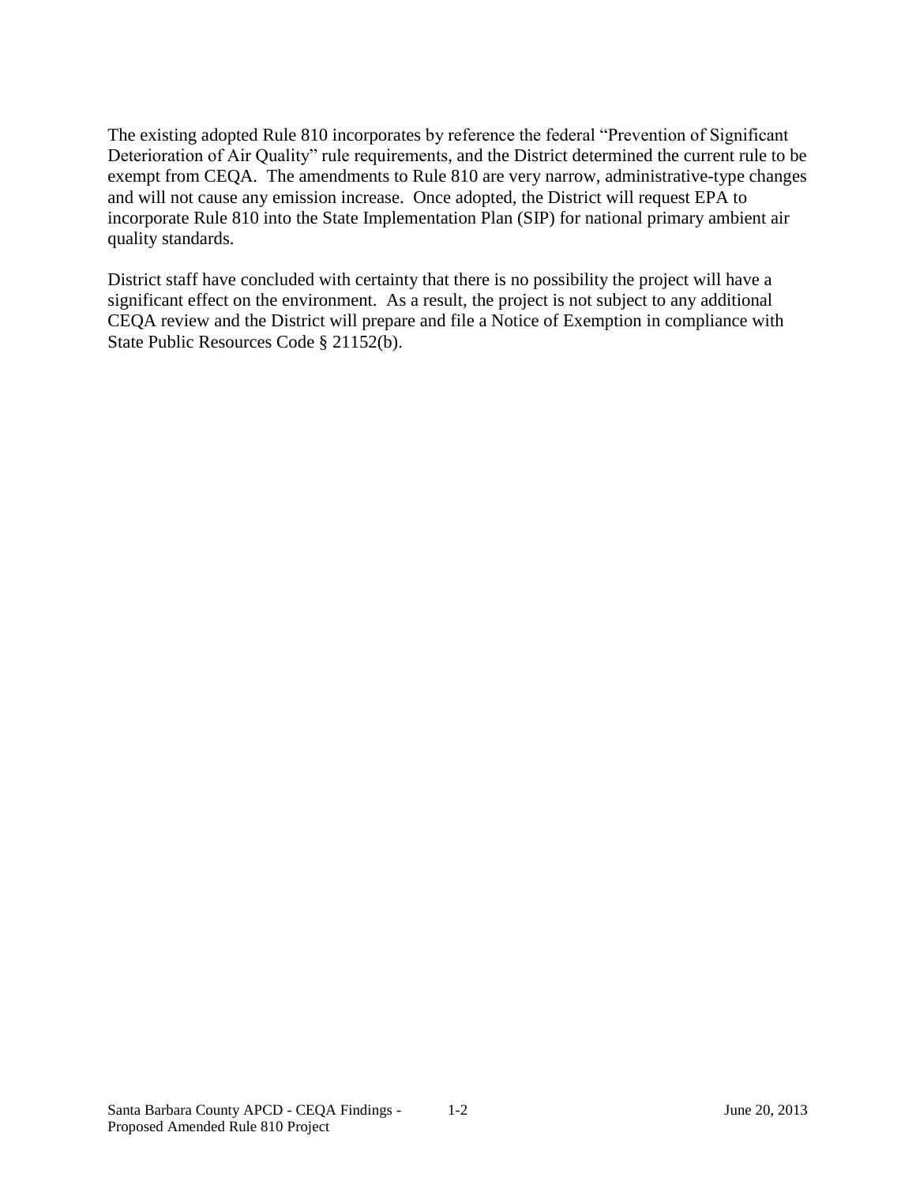The existing adopted Rule 810 incorporates by reference the federal "Prevention of Significant Deterioration of Air Quality" rule requirements, and the District determined the current rule to be exempt from CEQA. The amendments to Rule 810 are very narrow, administrative-type changes and will not cause any emission increase. Once adopted, the District will request EPA to incorporate Rule 810 into the State Implementation Plan (SIP) for national primary ambient air quality standards.

District staff have concluded with certainty that there is no possibility the project will have a significant effect on the environment. As a result, the project is not subject to any additional CEQA review and the District will prepare and file a Notice of Exemption in compliance with State Public Resources Code § 21152(b).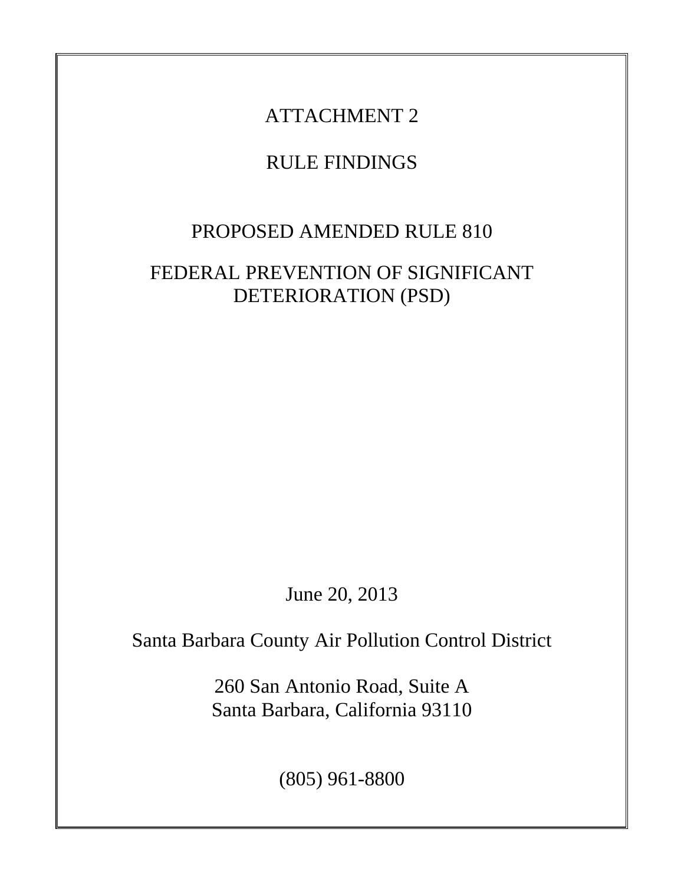# ATTACHMENT 2

# RULE FINDINGS

## PROPOSED AMENDED RULE 810

## FEDERAL PREVENTION OF SIGNIFICANT DETERIORATION (PSD)

June 20, 2013

Santa Barbara County Air Pollution Control District

260 San Antonio Road, Suite A
Santa Barbara, California 93110

(805) 961-8800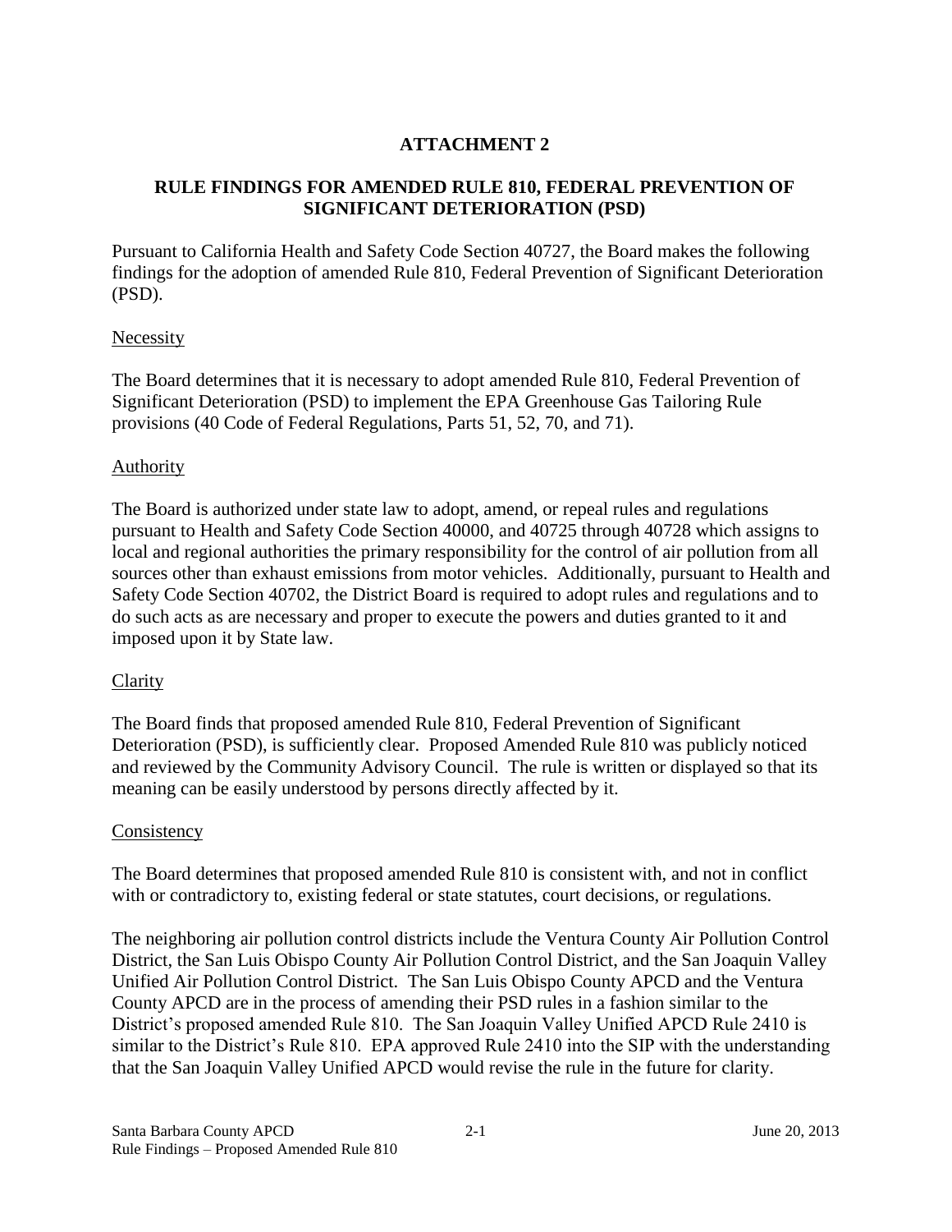# ATTACHMENT 2

## RULE FINDINGS FOR AMENDED RULE 810, FEDERAL PREVENTION OF SIGNIFICANT DETERIORATION (PSD)

Pursuant to California Health and Safety Code Section 40727, the Board makes the following findings for the adoption of amended Rule 810, Federal Prevention of Significant Deterioration (PSD).

### Necessity

The Board determines that it is necessary to adopt amended Rule 810, Federal Prevention of Significant Deterioration (PSD) to implement the EPA Greenhouse Gas Tailoring Rule provisions (40 Code of Federal Regulations, Parts 51, 52, 70, and 71).

### Authority

The Board is authorized under state law to adopt, amend, or repeal rules and regulations pursuant to Health and Safety Code Section 40000, and 40725 through 40728 which assigns to local and regional authorities the primary responsibility for the control of air pollution from all sources other than exhaust emissions from motor vehicles. Additionally, pursuant to Health and Safety Code Section 40702, the District Board is required to adopt rules and regulations and to do such acts as are necessary and proper to execute the powers and duties granted to it and imposed upon it by State law.

### Clarity

The Board finds that proposed amended Rule 810, Federal Prevention of Significant Deterioration (PSD), is sufficiently clear. Proposed Amended Rule 810 was publicly noticed and reviewed by the Community Advisory Council. The rule is written or displayed so that its meaning can be easily understood by persons directly affected by it.

### Consistency

The Board determines that proposed amended Rule 810 is consistent with, and not in conflict with or contradictory to, existing federal or state statutes, court decisions, or regulations.

The neighboring air pollution control districts include the Ventura County Air Pollution Control District, the San Luis Obispo County Air Pollution Control District, and the San Joaquin Valley Unified Air Pollution Control District. The San Luis Obispo County APCD and the Ventura County APCD are in the process of amending their PSD rules in a fashion similar to the District's proposed amended Rule 810. The San Joaquin Valley Unified APCD Rule 2410 is similar to the District's Rule 810. EPA approved Rule 2410 into the SIP with the understanding that the San Joaquin Valley Unified APCD would revise the rule in the future for clarity.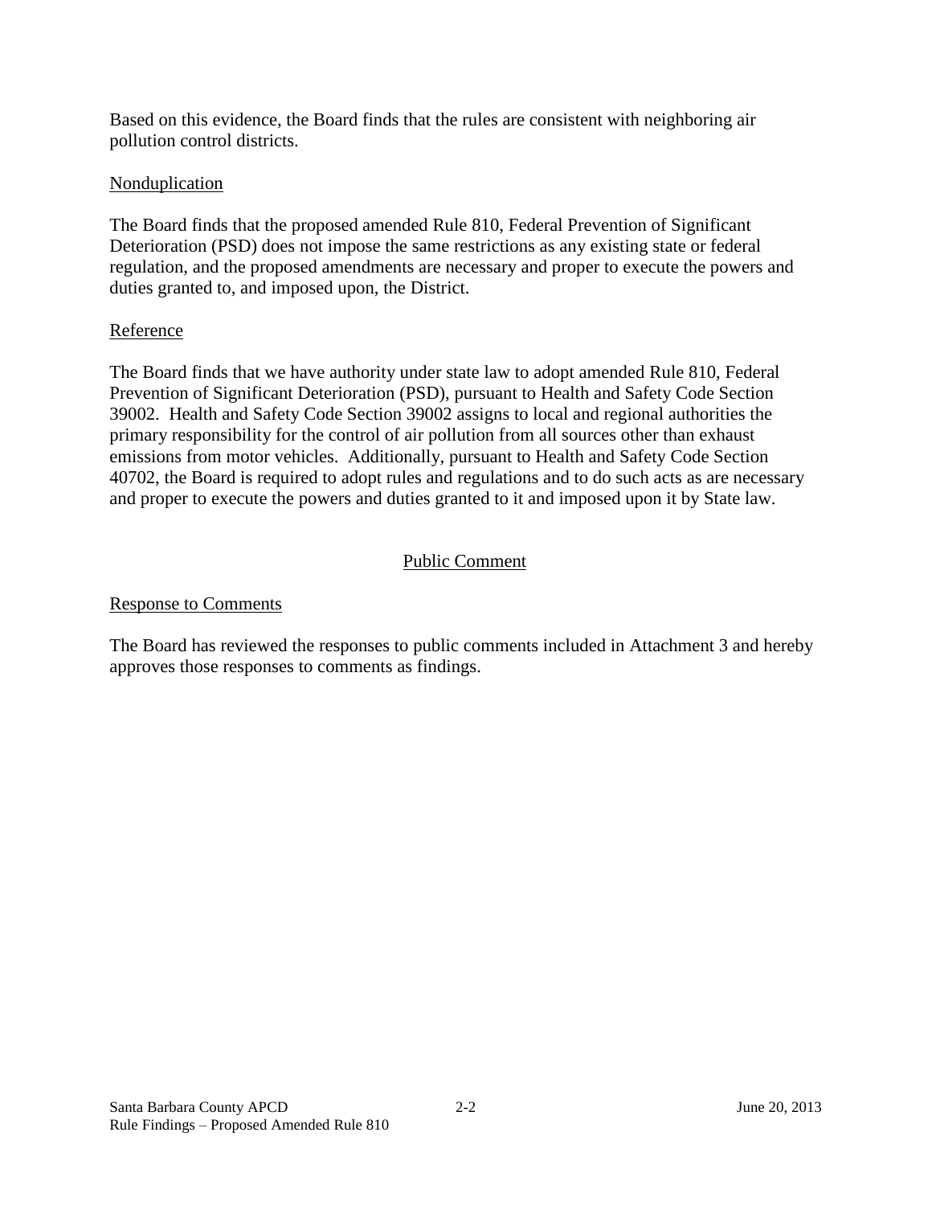Based on this evidence, the Board finds that the rules are consistent with neighboring air pollution control districts.

### Nonduplication

The Board finds that the proposed amended Rule 810, Federal Prevention of Significant Deterioration (PSD) does not impose the same restrictions as any existing state or federal regulation, and the proposed amendments are necessary and proper to execute the powers and duties granted to, and imposed upon, the District.

### Reference

The Board finds that we have authority under state law to adopt amended Rule 810, Federal Prevention of Significant Deterioration (PSD), pursuant to Health and Safety Code Section 39002. Health and Safety Code Section 39002 assigns to local and regional authorities the primary responsibility for the control of air pollution from all sources other than exhaust emissions from motor vehicles. Additionally, pursuant to Health and Safety Code Section 40702, the Board is required to adopt rules and regulations and to do such acts as are necessary and proper to execute the powers and duties granted to it and imposed upon it by State law.

## Public Comment

### Response to Comments

The Board has reviewed the responses to public comments included in Attachment 3 and hereby approves those responses to comments as findings.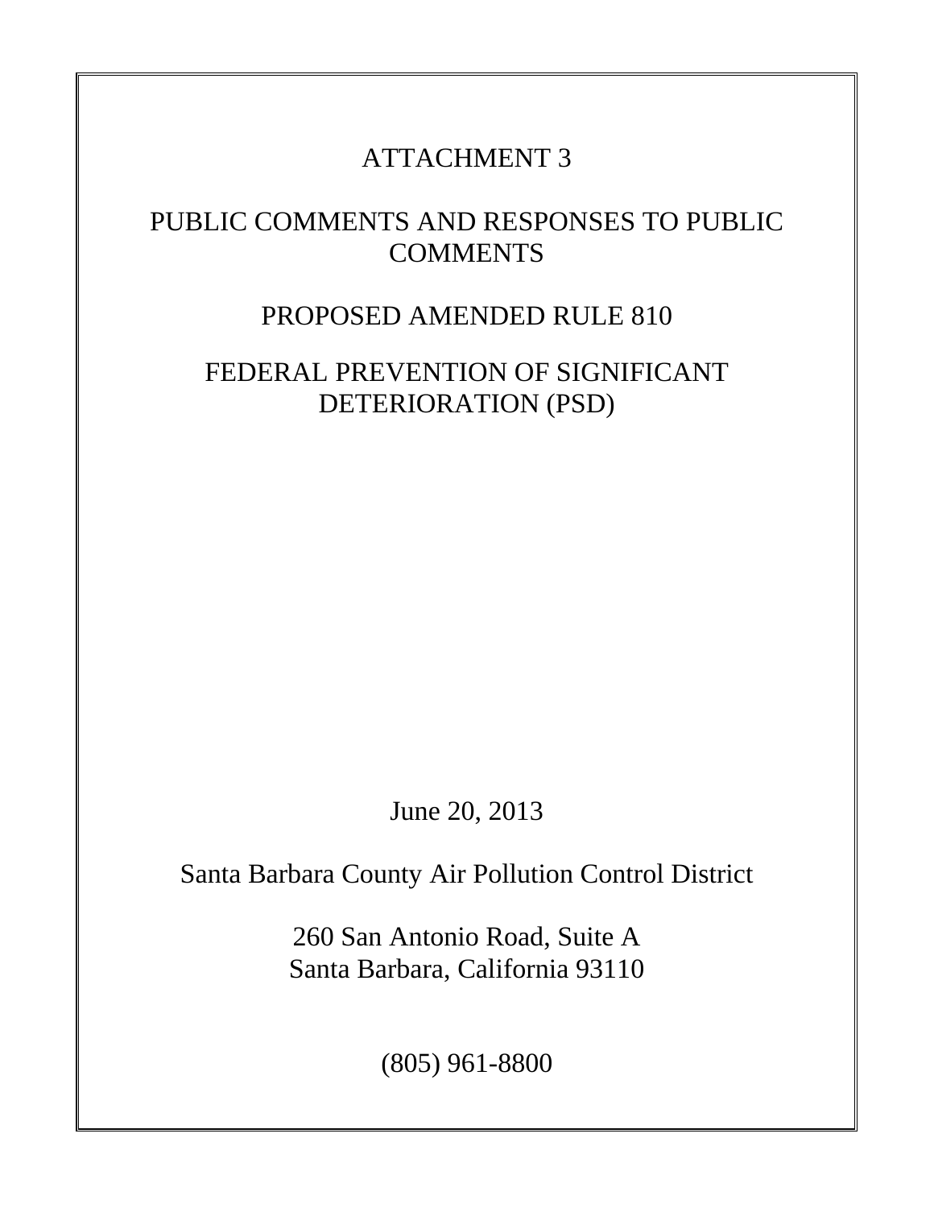# ATTACHMENT 3

# PUBLIC COMMENTS AND RESPONSES TO PUBLIC COMMENTS

# PROPOSED AMENDED RULE 810

# FEDERAL PREVENTION OF SIGNIFICANT DETERIORATION (PSD)

June 20, 2013

Santa Barbara County Air Pollution Control District

260 San Antonio Road, Suite A
Santa Barbara, California 93110

(805) 961-8800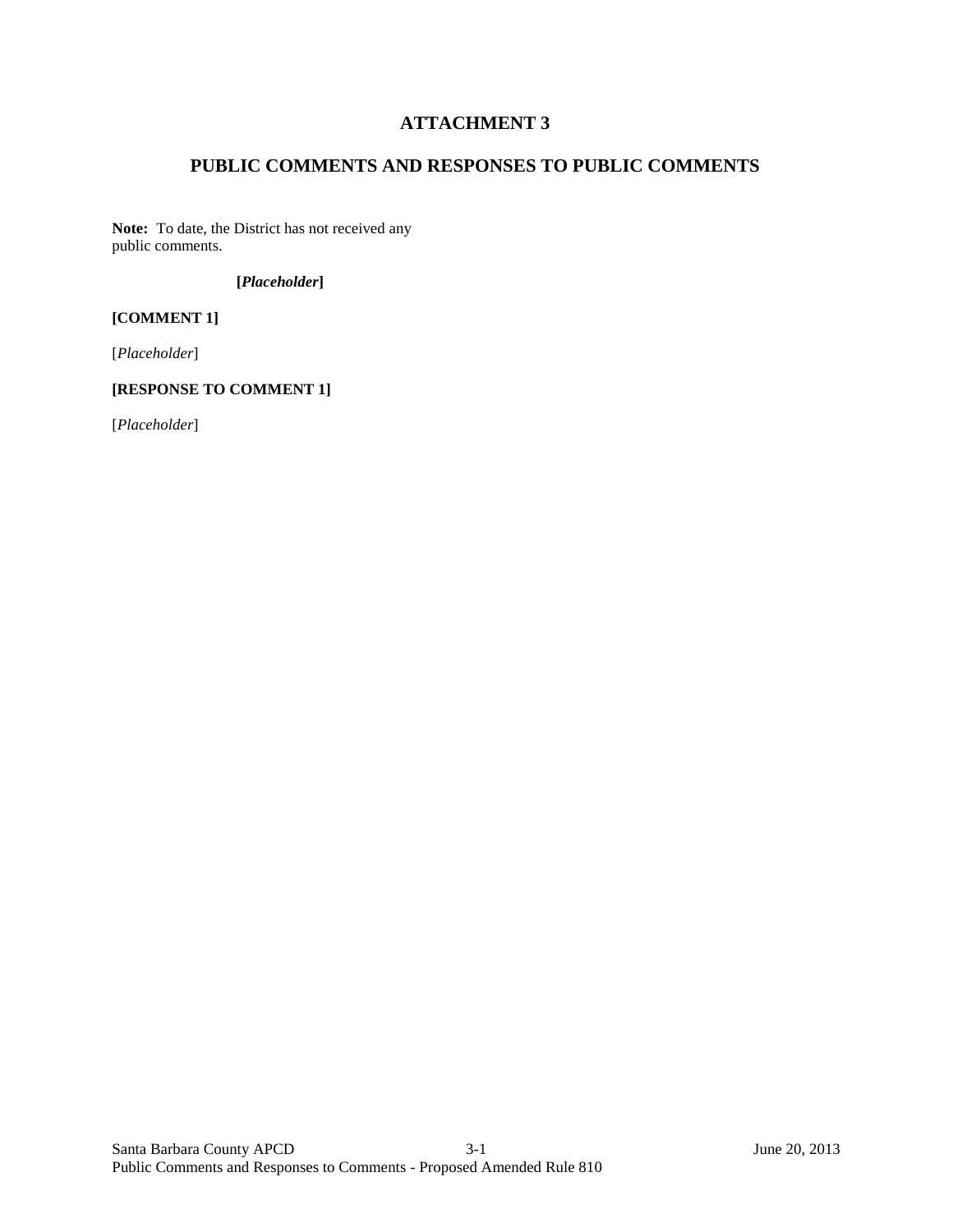# ATTACHMENT 3

## PUBLIC COMMENTS AND RESPONSES TO PUBLIC COMMENTS

**Note:** To date, the District has not received any public comments.

**[*Placeholder*]**

**[COMMENT 1]**

[*Placeholder*]

**[RESPONSE TO COMMENT 1]**

[*Placeholder*]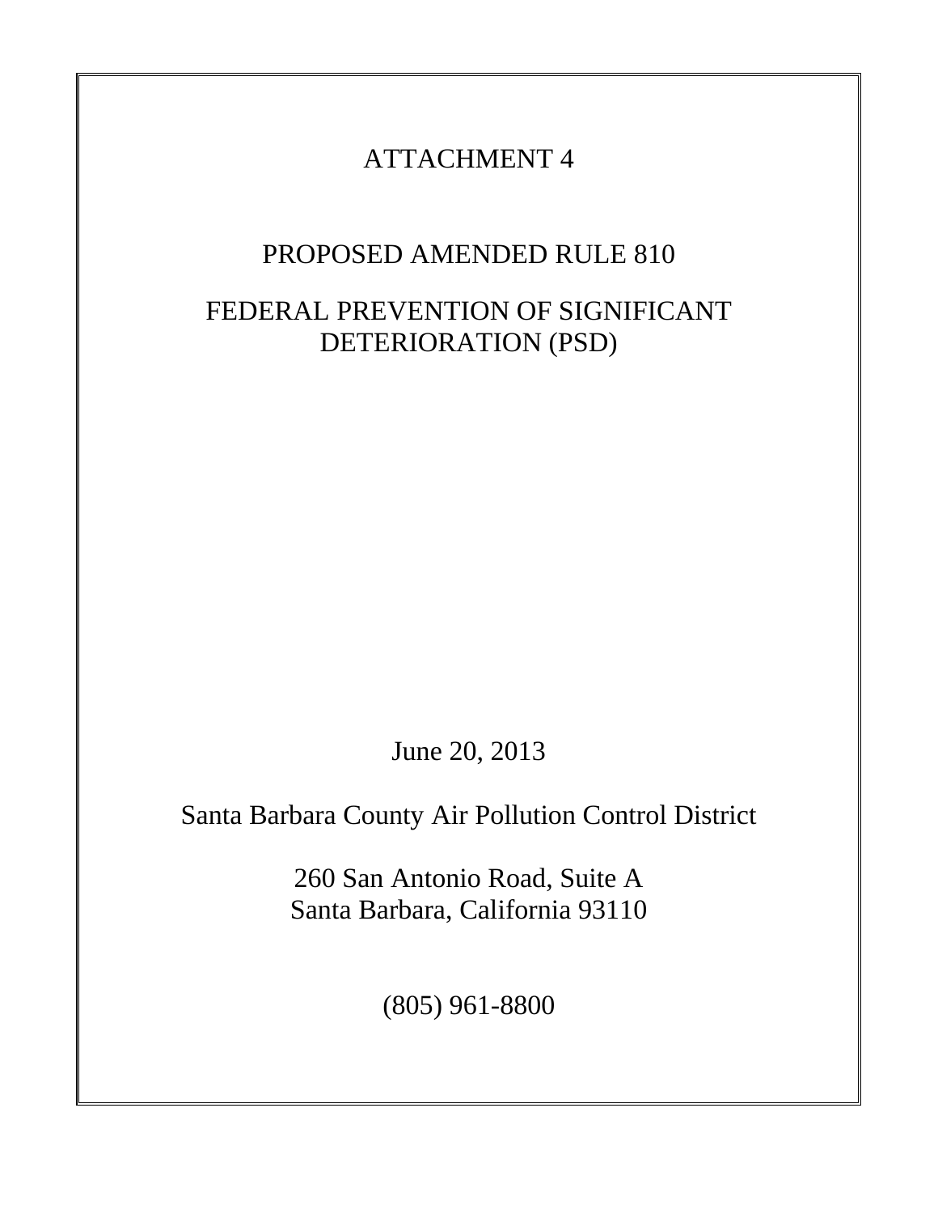# ATTACHMENT 4

## PROPOSED AMENDED RULE 810

## FEDERAL PREVENTION OF SIGNIFICANT DETERIORATION (PSD)

June 20, 2013

Santa Barbara County Air Pollution Control District

260 San Antonio Road, Suite A
Santa Barbara, California 93110

(805) 961-8800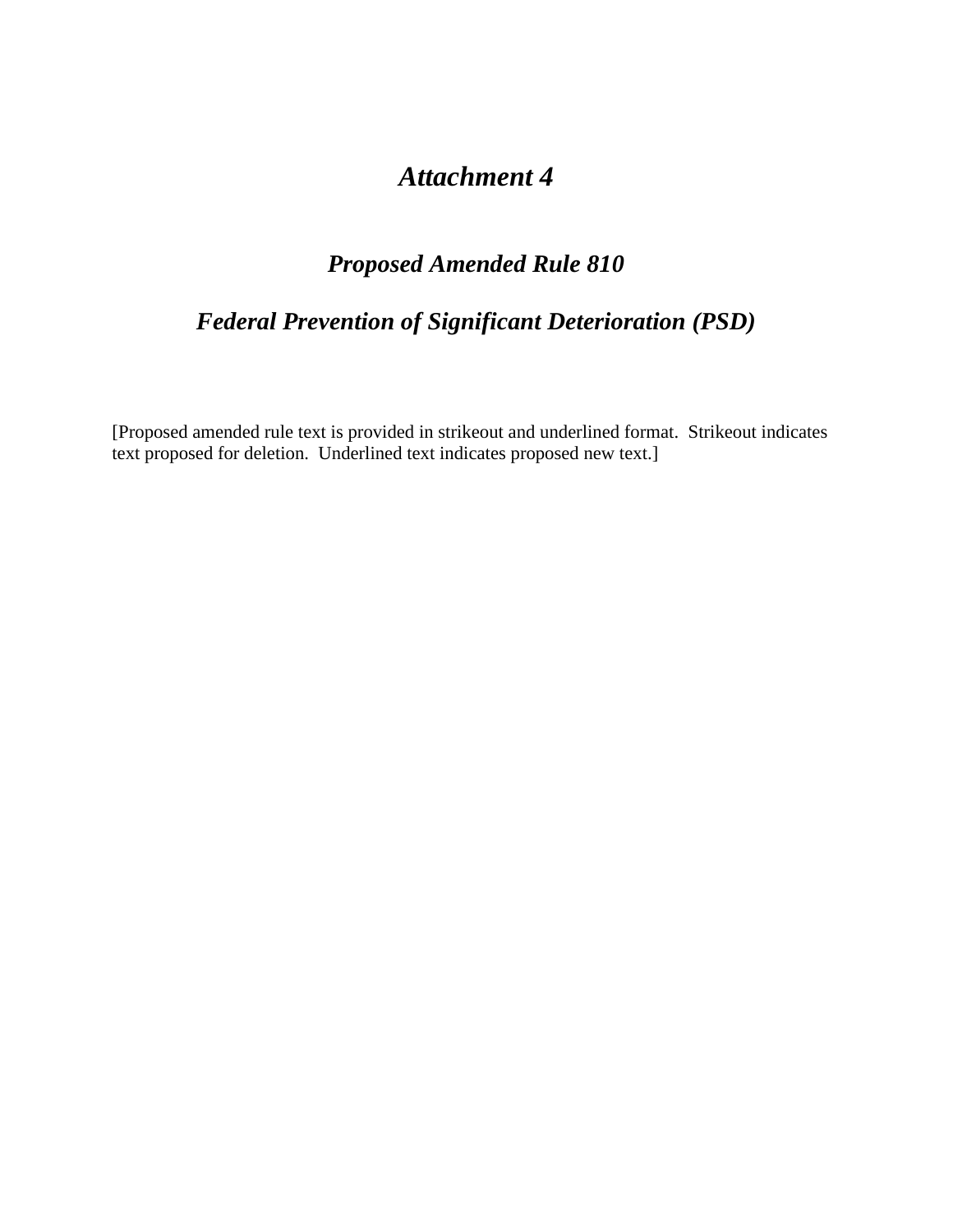# *Attachment 4*

## *Proposed Amended Rule 810*

## *Federal Prevention of Significant Deterioration (PSD)*

[Proposed amended rule text is provided in strikeout and underlined format. Strikeout indicates text proposed for deletion. Underlined text indicates proposed new text.]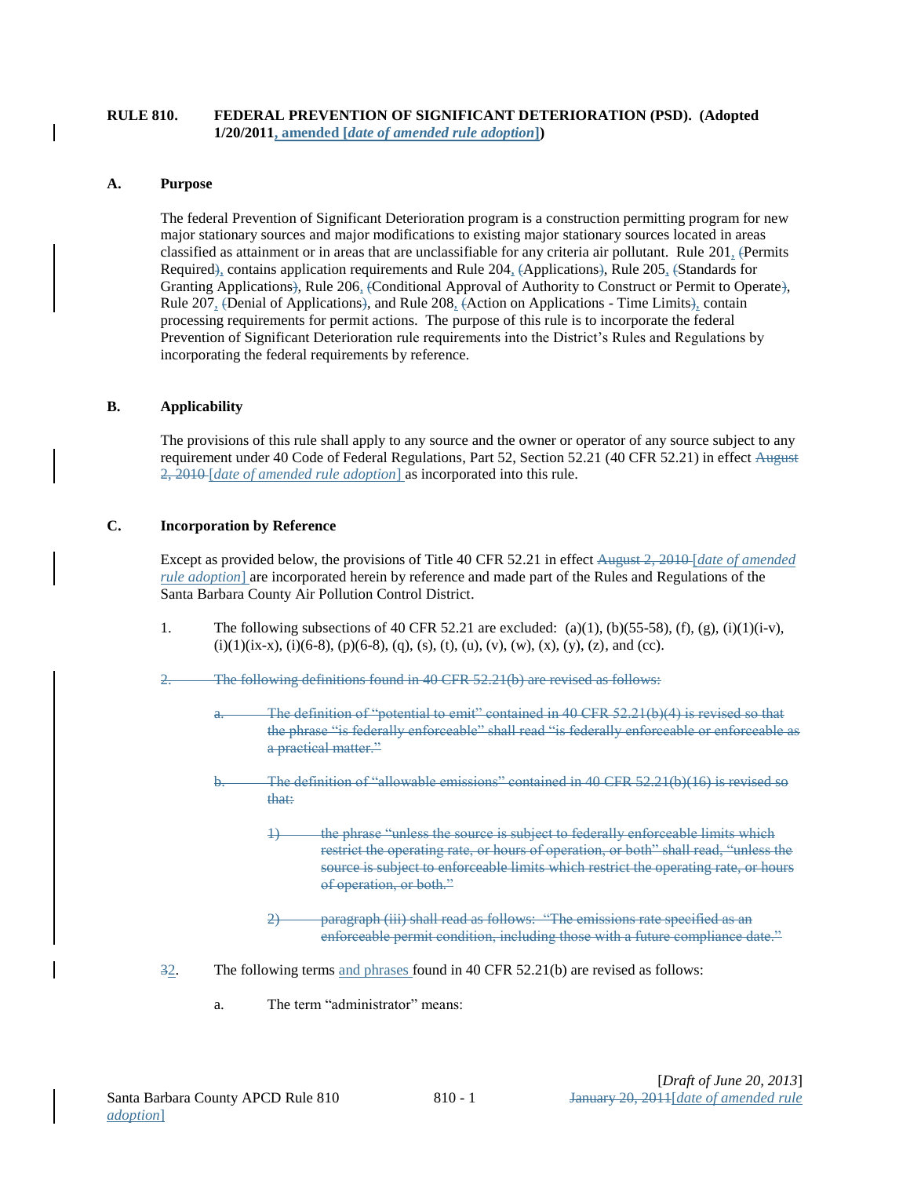**RULE 810. FEDERAL PREVENTION OF SIGNIFICANT DETERIORATION (PSD). (Adopted 1/20/2011, amended [*date of amended rule adoption*])**

## A. Purpose

The federal Prevention of Significant Deterioration program is a construction permitting program for new major stationary sources and major modifications to existing major stationary sources located in areas classified as attainment or in areas that are unclassifiable for any criteria air pollutant. Rule 201, (Permits Required), contains application requirements and Rule 204, (Applications), Rule 205, (Standards for Granting Applications), Rule 206, (Conditional Approval of Authority to Construct or Permit to Operate), Rule 207, (Denial of Applications), and Rule 208, (Action on Applications - Time Limits), contain processing requirements for permit actions. The purpose of this rule is to incorporate the federal Prevention of Significant Deterioration rule requirements into the District's Rules and Regulations by incorporating the federal requirements by reference.

## B. Applicability

The provisions of this rule shall apply to any source and the owner or operator of any source subject to any requirement under 40 Code of Federal Regulations, Part 52, Section 52.21 (40 CFR 52.21) in effect ~~August 2, 2010~~ [*date of amended rule adoption*] as incorporated into this rule.

## C. Incorporation by Reference

Except as provided below, the provisions of Title 40 CFR 52.21 in effect ~~August 2, 2010~~ [*date of amended rule adoption*] are incorporated herein by reference and made part of the Rules and Regulations of the Santa Barbara County Air Pollution Control District.

1. The following subsections of 40 CFR 52.21 are excluded: (a)(1), (b)(55-58), (f), (g), (i)(1)(i-v), (i)(1)(ix-x), (i)(6-8), (p)(6-8), (q), (s), (t), (u), (v), (w), (x), (y), (z), and (cc).

~~2. The following definitions found in 40 CFR 52.21(b) are revised as follows:~~

~~a. The definition of "potential to emit" contained in 40 CFR 52.21(b)(4) is revised so that the phrase "is federally enforceable" shall read "is federally enforceable or enforceable as a practical matter."~~

~~b. The definition of "allowable emissions" contained in 40 CFR 52.21(b)(16) is revised so that:~~

~~1) the phrase "unless the source is subject to federally enforceable limits which restrict the operating rate, or hours of operation, or both" shall read, "unless the source is subject to enforceable limits which restrict the operating rate, or hours of operation, or both."~~

~~2) paragraph (iii) shall read as follows: "The emissions rate specified as an enforceable permit condition, including those with a future compliance date."~~

~~3~~2. The following terms and phrases found in 40 CFR 52.21(b) are revised as follows:

a. The term "administrator" means:

[*Draft of June 20, 2013*]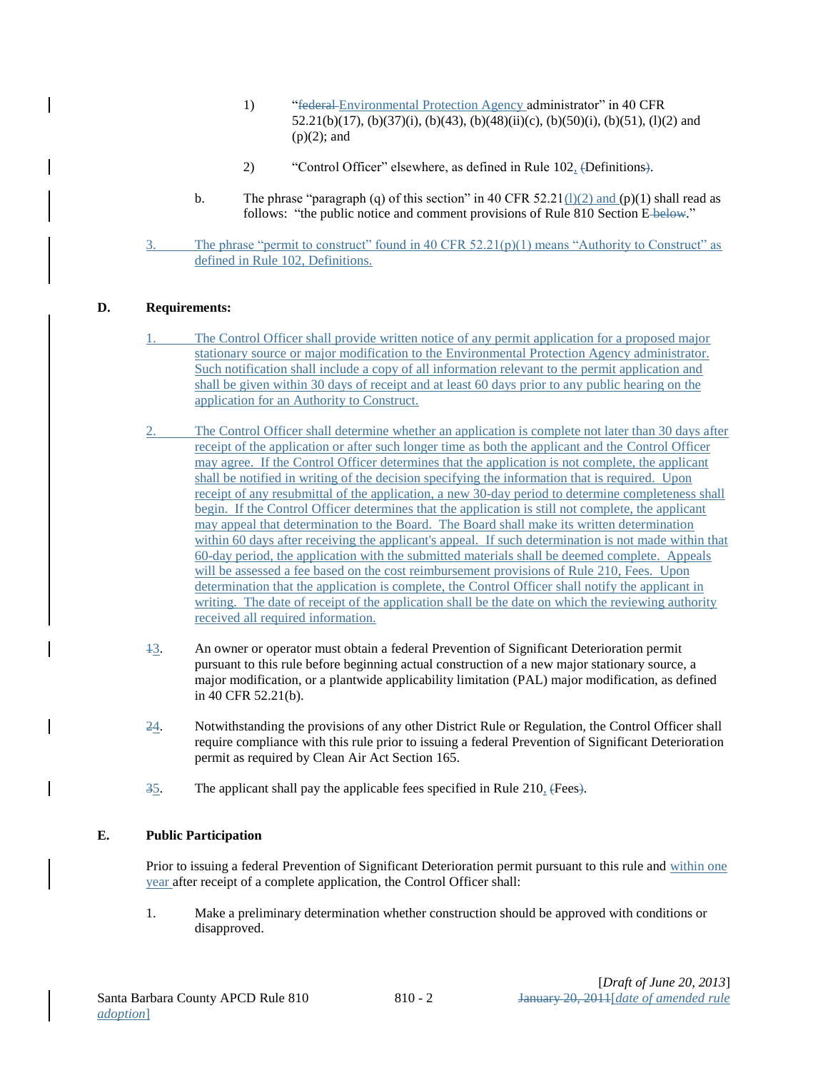1) "~~federal~~ Environmental Protection Agency administrator" in 40 CFR 52.21(b)(17), (b)(37)(i), (b)(43), (b)(48)(ii)(c), (b)(50)(i), (b)(51), (l)(2) and (p)(2); and

2) "Control Officer" elsewhere, as defined in Rule 102, ~~(~~Definitions~~)~~.

b. The phrase "paragraph (q) of this section" in 40 CFR 52.21(l)(2) and (p)(1) shall read as follows: "the public notice and comment provisions of Rule 810 Section E ~~below~~."

3. The phrase "permit to construct" found in 40 CFR 52.21(p)(1) means "Authority to Construct" as defined in Rule 102, Definitions.

## D. Requirements:

1. The Control Officer shall provide written notice of any permit application for a proposed major stationary source or major modification to the Environmental Protection Agency administrator. Such notification shall include a copy of all information relevant to the permit application and shall be given within 30 days of receipt and at least 60 days prior to any public hearing on the application for an Authority to Construct.

2. The Control Officer shall determine whether an application is complete not later than 30 days after receipt of the application or after such longer time as both the applicant and the Control Officer may agree. If the Control Officer determines that the application is not complete, the applicant shall be notified in writing of the decision specifying the information that is required. Upon receipt of any resubmittal of the application, a new 30-day period to determine completeness shall begin. If the Control Officer determines that the application is still not complete, the applicant may appeal that determination to the Board. The Board shall make its written determination within 60 days after receiving the applicant's appeal. If such determination is not made within that 60-day period, the application with the submitted materials shall be deemed complete. Appeals will be assessed a fee based on the cost reimbursement provisions of Rule 210, Fees. Upon determination that the application is complete, the Control Officer shall notify the applicant in writing. The date of receipt of the application shall be the date on which the reviewing authority received all required information.

~~1~~3. An owner or operator must obtain a federal Prevention of Significant Deterioration permit pursuant to this rule before beginning actual construction of a new major stationary source, a major modification, or a plantwide applicability limitation (PAL) major modification, as defined in 40 CFR 52.21(b).

~~2~~4. Notwithstanding the provisions of any other District Rule or Regulation, the Control Officer shall require compliance with this rule prior to issuing a federal Prevention of Significant Deterioration permit as required by Clean Air Act Section 165.

~~3~~5. The applicant shall pay the applicable fees specified in Rule 210, ~~(~~Fees~~)~~.

## E. Public Participation

Prior to issuing a federal Prevention of Significant Deterioration permit pursuant to this rule and within one year after receipt of a complete application, the Control Officer shall:

1. Make a preliminary determination whether construction should be approved with conditions or disapproved.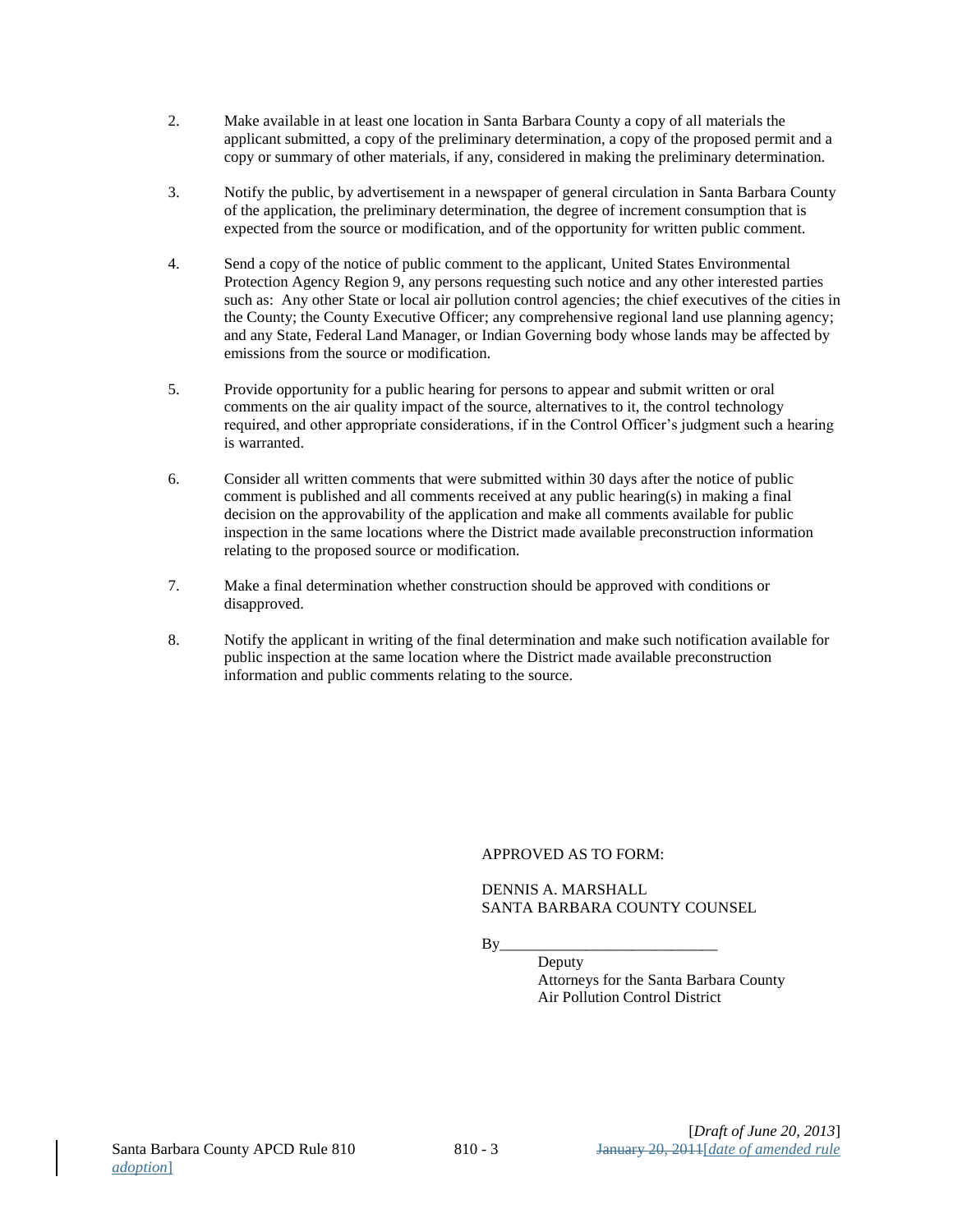2. Make available in at least one location in Santa Barbara County a copy of all materials the applicant submitted, a copy of the preliminary determination, a copy of the proposed permit and a copy or summary of other materials, if any, considered in making the preliminary determination.

3. Notify the public, by advertisement in a newspaper of general circulation in Santa Barbara County of the application, the preliminary determination, the degree of increment consumption that is expected from the source or modification, and of the opportunity for written public comment.

4. Send a copy of the notice of public comment to the applicant, United States Environmental Protection Agency Region 9, any persons requesting such notice and any other interested parties such as: Any other State or local air pollution control agencies; the chief executives of the cities in the County; the County Executive Officer; any comprehensive regional land use planning agency; and any State, Federal Land Manager, or Indian Governing body whose lands may be affected by emissions from the source or modification.

5. Provide opportunity for a public hearing for persons to appear and submit written or oral comments on the air quality impact of the source, alternatives to it, the control technology required, and other appropriate considerations, if in the Control Officer's judgment such a hearing is warranted.

6. Consider all written comments that were submitted within 30 days after the notice of public comment is published and all comments received at any public hearing(s) in making a final decision on the approvability of the application and make all comments available for public inspection in the same locations where the District made available preconstruction information relating to the proposed source or modification.

7. Make a final determination whether construction should be approved with conditions or disapproved.

8. Notify the applicant in writing of the final determination and make such notification available for public inspection at the same location where the District made available preconstruction information and public comments relating to the source.

APPROVED AS TO FORM:

DENNIS A. MARSHALL
SANTA BARBARA COUNTY COUNSEL

By___________________________
Deputy
Attorneys for the Santa Barbara County
Air Pollution Control District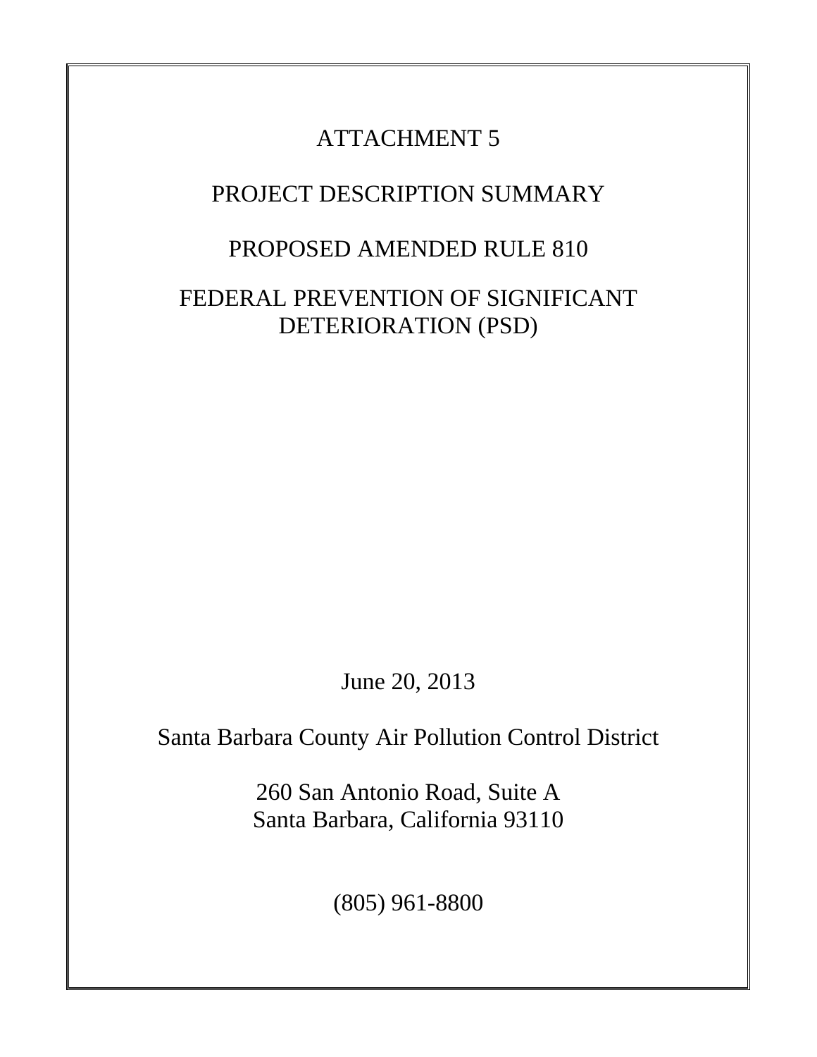# ATTACHMENT 5

# PROJECT DESCRIPTION SUMMARY

# PROPOSED AMENDED RULE 810

# FEDERAL PREVENTION OF SIGNIFICANT DETERIORATION (PSD)

June 20, 2013

Santa Barbara County Air Pollution Control District

260 San Antonio Road, Suite A
Santa Barbara, California 93110

(805) 961-8800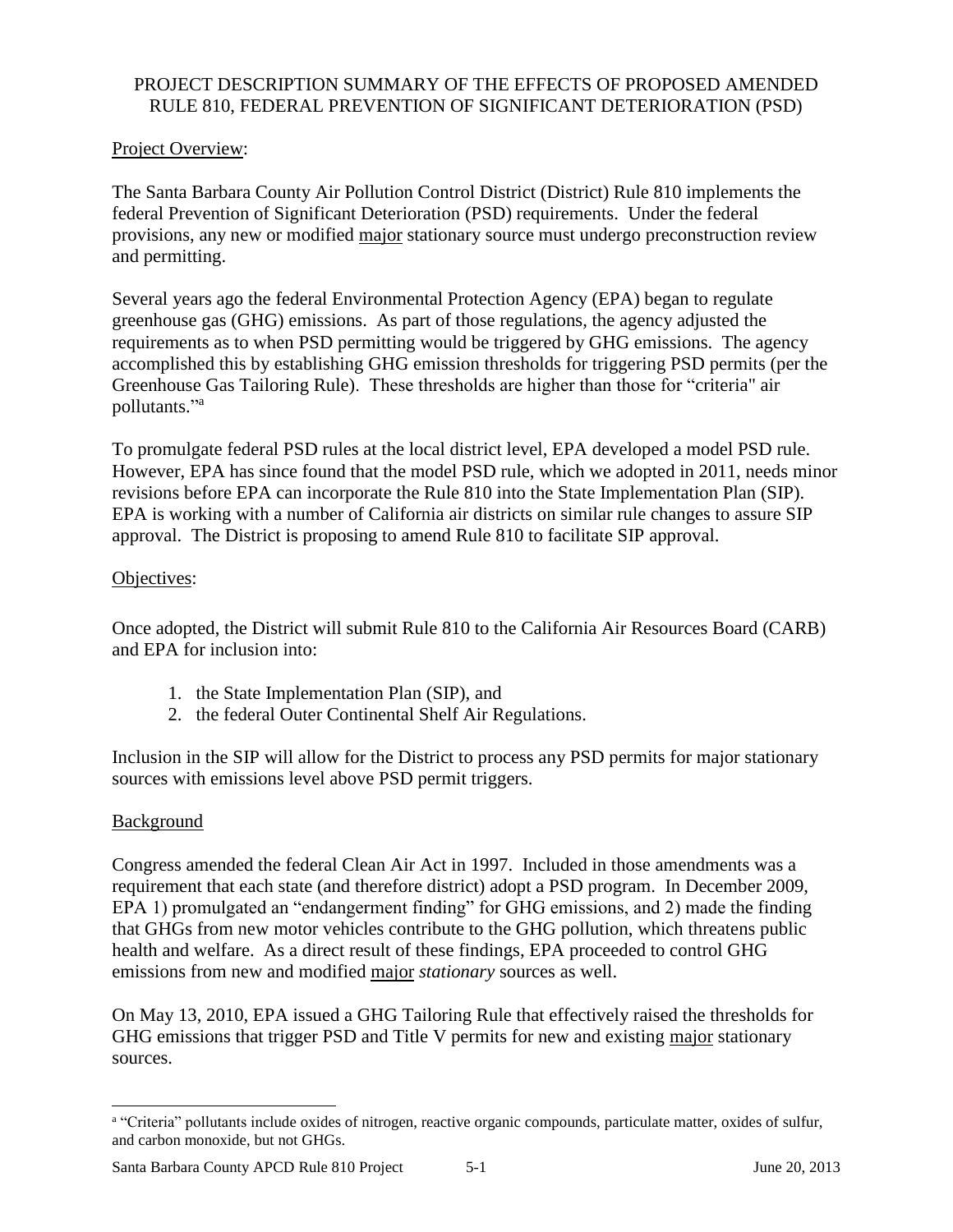# PROJECT DESCRIPTION SUMMARY OF THE EFFECTS OF PROPOSED AMENDED RULE 810, FEDERAL PREVENTION OF SIGNIFICANT DETERIORATION (PSD)

## Project Overview:

The Santa Barbara County Air Pollution Control District (District) Rule 810 implements the federal Prevention of Significant Deterioration (PSD) requirements. Under the federal provisions, any new or modified major stationary source must undergo preconstruction review and permitting.

Several years ago the federal Environmental Protection Agency (EPA) began to regulate greenhouse gas (GHG) emissions. As part of those regulations, the agency adjusted the requirements as to when PSD permitting would be triggered by GHG emissions. The agency accomplished this by establishing GHG emission thresholds for triggering PSD permits (per the Greenhouse Gas Tailoring Rule). These thresholds are higher than those for "criteria" air pollutants."[a]

To promulgate federal PSD rules at the local district level, EPA developed a model PSD rule. However, EPA has since found that the model PSD rule, which we adopted in 2011, needs minor revisions before EPA can incorporate the Rule 810 into the State Implementation Plan (SIP). EPA is working with a number of California air districts on similar rule changes to assure SIP approval. The District is proposing to amend Rule 810 to facilitate SIP approval.

## Objectives:

Once adopted, the District will submit Rule 810 to the California Air Resources Board (CARB) and EPA for inclusion into:

1. the State Implementation Plan (SIP), and
2. the federal Outer Continental Shelf Air Regulations.

Inclusion in the SIP will allow for the District to process any PSD permits for major stationary sources with emissions level above PSD permit triggers.

## Background

Congress amended the federal Clean Air Act in 1997. Included in those amendments was a requirement that each state (and therefore district) adopt a PSD program. In December 2009, EPA 1) promulgated an "endangerment finding" for GHG emissions, and 2) made the finding that GHGs from new motor vehicles contribute to the GHG pollution, which threatens public health and welfare. As a direct result of these findings, EPA proceeded to control GHG emissions from new and modified major *stationary* sources as well.

On May 13, 2010, EPA issued a GHG Tailoring Rule that effectively raised the thresholds for GHG emissions that trigger PSD and Title V permits for new and existing major stationary sources.

---

[a] "Criteria" pollutants include oxides of nitrogen, reactive organic compounds, particulate matter, oxides of sulfur, and carbon monoxide, but not GHGs.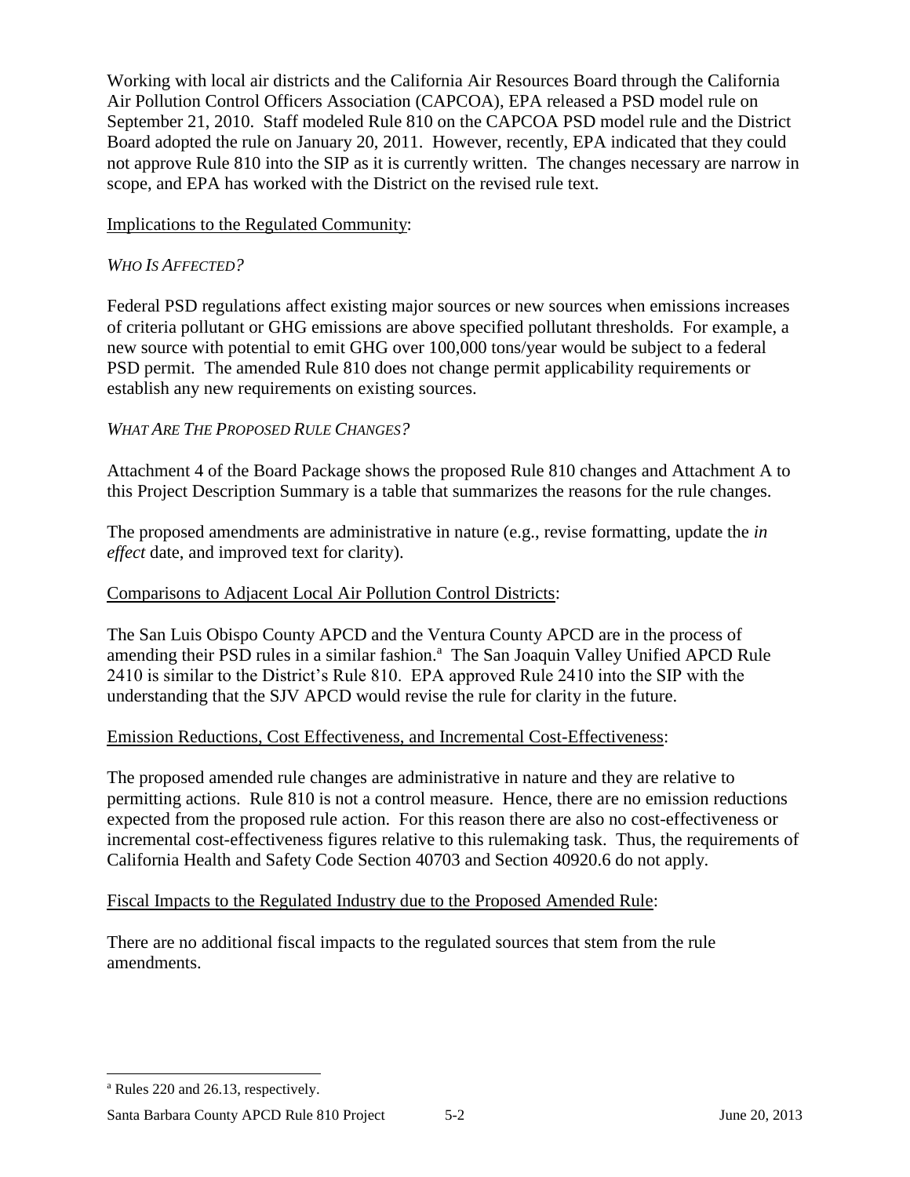Working with local air districts and the California Air Resources Board through the California Air Pollution Control Officers Association (CAPCOA), EPA released a PSD model rule on September 21, 2010. Staff modeled Rule 810 on the CAPCOA PSD model rule and the District Board adopted the rule on January 20, 2011. However, recently, EPA indicated that they could not approve Rule 810 into the SIP as it is currently written. The changes necessary are narrow in scope, and EPA has worked with the District on the revised rule text.

Implications to the Regulated Community:

*WHO IS AFFECTED?*

Federal PSD regulations affect existing major sources or new sources when emissions increases of criteria pollutant or GHG emissions are above specified pollutant thresholds. For example, a new source with potential to emit GHG over 100,000 tons/year would be subject to a federal PSD permit. The amended Rule 810 does not change permit applicability requirements or establish any new requirements on existing sources.

*WHAT ARE THE PROPOSED RULE CHANGES?*

Attachment 4 of the Board Package shows the proposed Rule 810 changes and Attachment A to this Project Description Summary is a table that summarizes the reasons for the rule changes.

The proposed amendments are administrative in nature (e.g., revise formatting, update the *in effect* date, and improved text for clarity).

Comparisons to Adjacent Local Air Pollution Control Districts:

The San Luis Obispo County APCD and the Ventura County APCD are in the process of amending their PSD rules in a similar fashion.[a] The San Joaquin Valley Unified APCD Rule 2410 is similar to the District's Rule 810. EPA approved Rule 2410 into the SIP with the understanding that the SJV APCD would revise the rule for clarity in the future.

Emission Reductions, Cost Effectiveness, and Incremental Cost-Effectiveness:

The proposed amended rule changes are administrative in nature and they are relative to permitting actions. Rule 810 is not a control measure. Hence, there are no emission reductions expected from the proposed rule action. For this reason there are also no cost-effectiveness or incremental cost-effectiveness figures relative to this rulemaking task. Thus, the requirements of California Health and Safety Code Section 40703 and Section 40920.6 do not apply.

Fiscal Impacts to the Regulated Industry due to the Proposed Amended Rule:

There are no additional fiscal impacts to the regulated sources that stem from the rule amendments.

[a] Rules 220 and 26.13, respectively.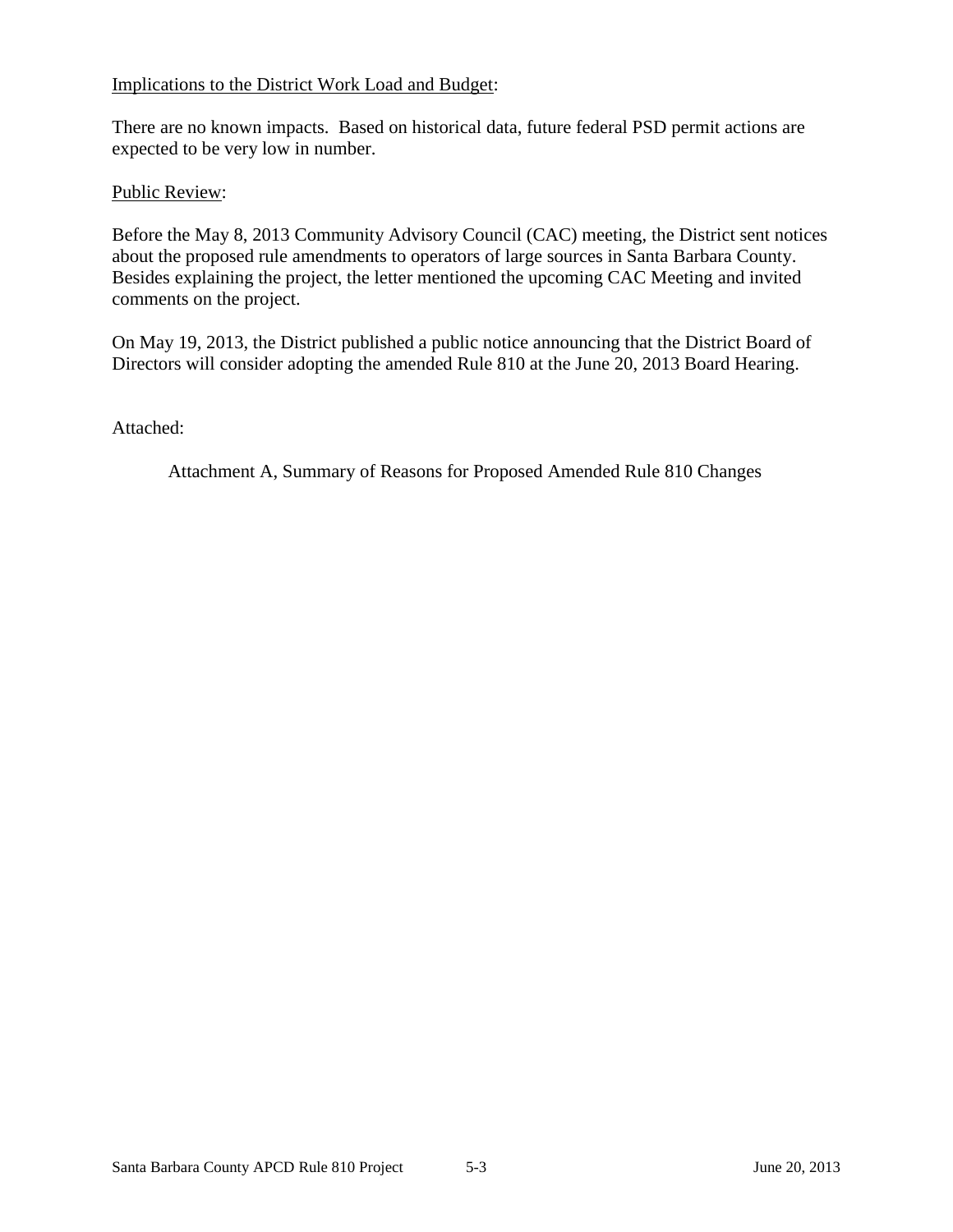<u>Implications to the District Work Load and Budget</u>:

There are no known impacts. Based on historical data, future federal PSD permit actions are expected to be very low in number.

<u>Public Review</u>:

Before the May 8, 2013 Community Advisory Council (CAC) meeting, the District sent notices about the proposed rule amendments to operators of large sources in Santa Barbara County. Besides explaining the project, the letter mentioned the upcoming CAC Meeting and invited comments on the project.

On May 19, 2013, the District published a public notice announcing that the District Board of Directors will consider adopting the amended Rule 810 at the June 20, 2013 Board Hearing.

Attached:

Attachment A, Summary of Reasons for Proposed Amended Rule 810 Changes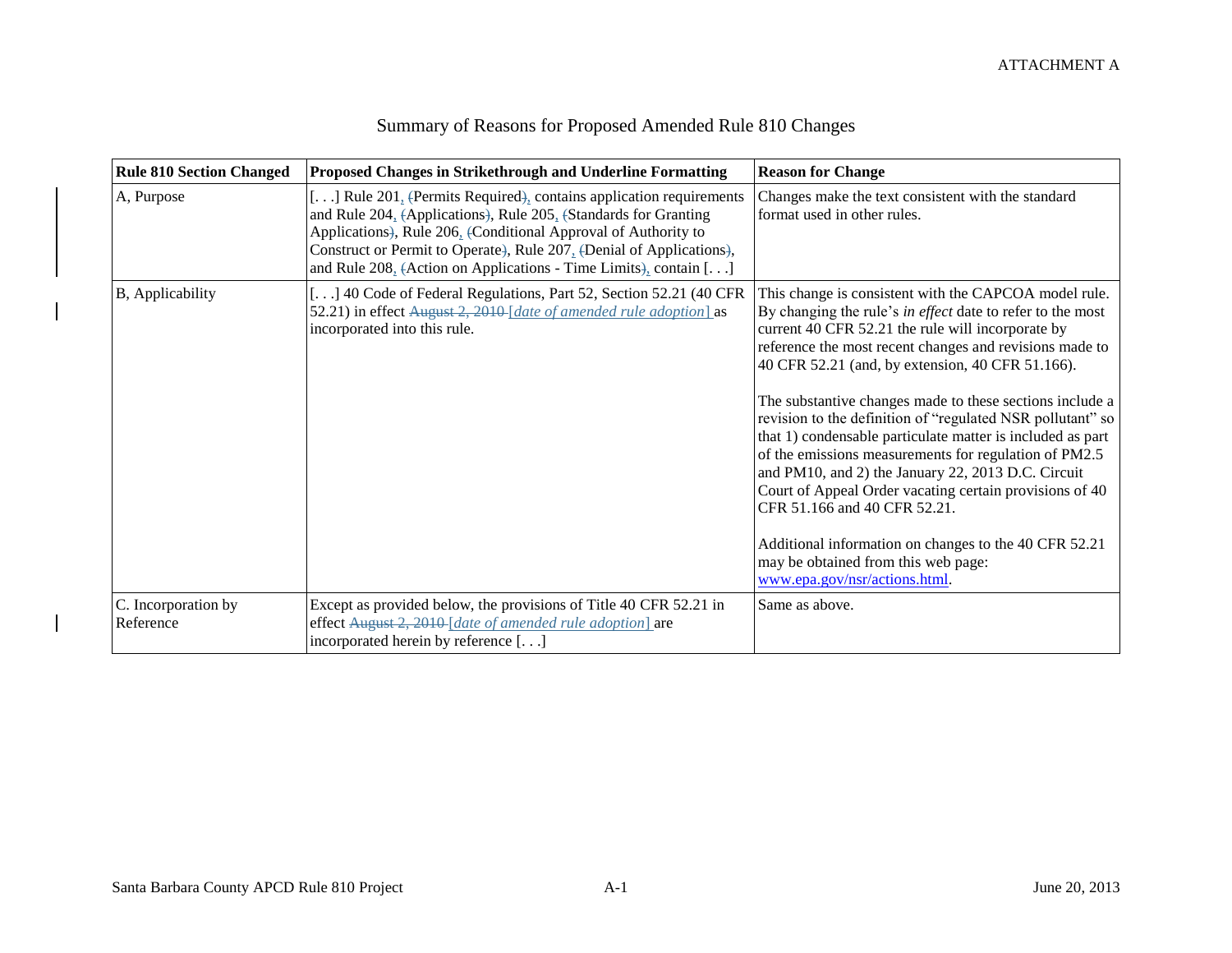ATTACHMENT A

# Summary of Reasons for Proposed Amended Rule 810 Changes

| Rule 810 Section Changed | Proposed Changes in Strikethrough and Underline Formatting | Reason for Change |
|---|---|---|
| A, Purpose | [. . .] Rule 201, (Permits Required), contains application requirements and Rule 204, (Applications), Rule 205, (Standards for Granting Applications), Rule 206, (Conditional Approval of Authority to Construct or Permit to Operate), Rule 207, (Denial of Applications), and Rule 208, (Action on Applications - Time Limits), contain [. . .] | Changes make the text consistent with the standard format used in other rules. |
| B, Applicability | [. . .] 40 Code of Federal Regulations, Part 52, Section 52.21 (40 CFR 52.21) in effect ~~August 2, 2010~~ <u>[*date of amended rule adoption*]</u> as incorporated into this rule. | This change is consistent with the CAPCOA model rule. By changing the rule's *in effect* date to refer to the most current 40 CFR 52.21 the rule will incorporate by reference the most recent changes and revisions made to 40 CFR 52.21 (and, by extension, 40 CFR 51.166).<br><br>The substantive changes made to these sections include a revision to the definition of "regulated NSR pollutant" so that 1) condensable particulate matter is included as part of the emissions measurements for regulation of PM2.5 and PM10, and 2) the January 22, 2013 D.C. Circuit Court of Appeal Order vacating certain provisions of 40 CFR 51.166 and 40 CFR 52.21.<br><br>Additional information on changes to the 40 CFR 52.21 may be obtained from this web page: www.epa.gov/nsr/actions.html. |
| C. Incorporation by Reference | Except as provided below, the provisions of Title 40 CFR 52.21 in effect ~~August 2, 2010~~ <u>[*date of amended rule adoption*]</u> are incorporated herein by reference [. . .] | Same as above. |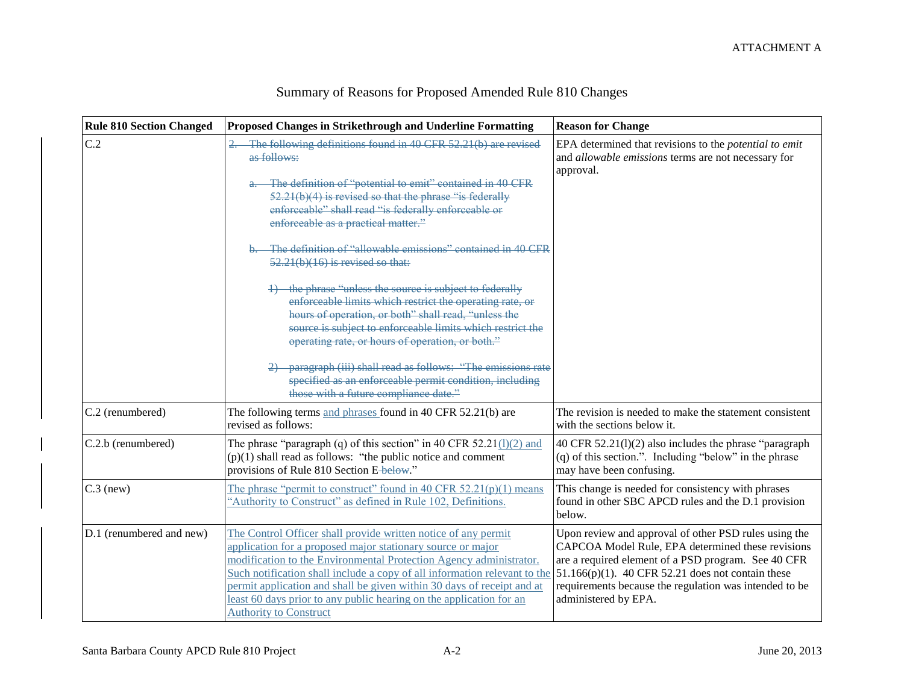ATTACHMENT A

# Summary of Reasons for Proposed Amended Rule 810 Changes

| Rule 810 Section Changed | Proposed Changes in Strikethrough and Underline Formatting | Reason for Change |
|---|---|---|
| C.2 | ~~2. The following definitions found in 40 CFR 52.21(b) are revised as follows:~~<br><br>~~a. The definition of "potential to emit" contained in 40 CFR 52.21(b)(4) is revised so that the phrase "is federally enforceable" shall read "is federally enforceable or enforceable as a practical matter."~~<br><br>~~b. The definition of "allowable emissions" contained in 40 CFR 52.21(b)(16) is revised so that:~~<br><br>~~1) the phrase "unless the source is subject to federally enforceable limits which restrict the operating rate, or hours of operation, or both" shall read, "unless the source is subject to enforceable limits which restrict the operating rate, or hours of operation, or both."~~<br><br>~~2) paragraph (iii) shall read as follows: "The emissions rate specified as an enforceable permit condition, including those with a future compliance date."~~ | EPA determined that revisions to the *potential to emit* and *allowable emissions* terms are not necessary for approval. |
| C.2 (renumbered) | The following terms <u>and phrases</u> found in 40 CFR 52.21(b) are revised as follows: | The revision is needed to make the statement consistent with the sections below it. |
| C.2.b (renumbered) | The phrase "paragraph (q) of this section" in 40 CFR 52.21<u>(l)(2) and</u> (p)(1) shall read as follows: "the public notice and comment provisions of Rule 810 Section E~~ below~~." | 40 CFR 52.21(l)(2) also includes the phrase "paragraph (q) of this section.". Including "below" in the phrase may have been confusing. |
| C.3 (new) | <u>The phrase "permit to construct" found in 40 CFR 52.21(p)(1) means "Authority to Construct" as defined in Rule 102, Definitions.</u> | This change is needed for consistency with phrases found in other SBC APCD rules and the D.1 provision below. |
| D.1 (renumbered and new) | <u>The Control Officer shall provide written notice of any permit application for a proposed major stationary source or major modification to the Environmental Protection Agency administrator. Such notification shall include a copy of all information relevant to the permit application and shall be given within 30 days of receipt and at least 60 days prior to any public hearing on the application for an Authority to Construct</u> | Upon review and approval of other PSD rules using the CAPCOA Model Rule, EPA determined these revisions are a required element of a PSD program. See 40 CFR 51.166(p)(1). 40 CFR 52.21 does not contain these requirements because the regulation was intended to be administered by EPA. |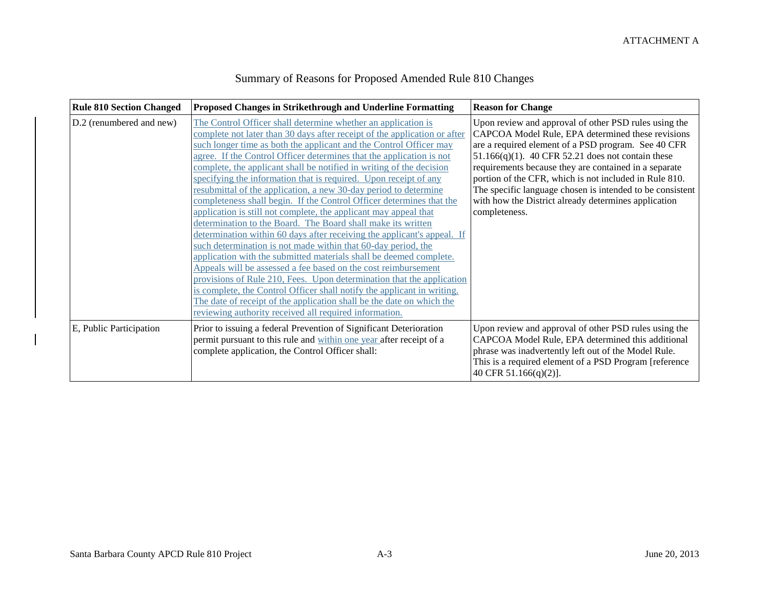ATTACHMENT A

# Summary of Reasons for Proposed Amended Rule 810 Changes

| **Rule 810 Section Changed** | **Proposed Changes in Strikethrough and Underline Formatting** | **Reason for Change** |
|---|---|---|
| D.2 (renumbered and new) | The Control Officer shall determine whether an application is complete not later than 30 days after receipt of the application or after such longer time as both the applicant and the Control Officer may agree. If the Control Officer determines that the application is not complete, the applicant shall be notified in writing of the decision specifying the information that is required. Upon receipt of any resubmittal of the application, a new 30-day period to determine completeness shall begin. If the Control Officer determines that the application is still not complete, the applicant may appeal that determination to the Board. The Board shall make its written determination within 60 days after receiving the applicant's appeal. If such determination is not made within that 60-day period, the application with the submitted materials shall be deemed complete. Appeals will be assessed a fee based on the cost reimbursement provisions of Rule 210, Fees. Upon determination that the application is complete, the Control Officer shall notify the applicant in writing. The date of receipt of the application shall be the date on which the reviewing authority received all required information. | Upon review and approval of other PSD rules using the CAPCOA Model Rule, EPA determined these revisions are a required element of a PSD program. See 40 CFR 51.166(q)(1). 40 CFR 52.21 does not contain these requirements because they are contained in a separate portion of the CFR, which is not included in Rule 810. The specific language chosen is intended to be consistent with how the District already determines application completeness. |
| E, Public Participation | Prior to issuing a federal Prevention of Significant Deterioration permit pursuant to this rule and within one year after receipt of a complete application, the Control Officer shall: | Upon review and approval of other PSD rules using the CAPCOA Model Rule, EPA determined this additional phrase was inadvertently left out of the Model Rule. This is a required element of a PSD Program [reference 40 CFR 51.166(q)(2)]. |